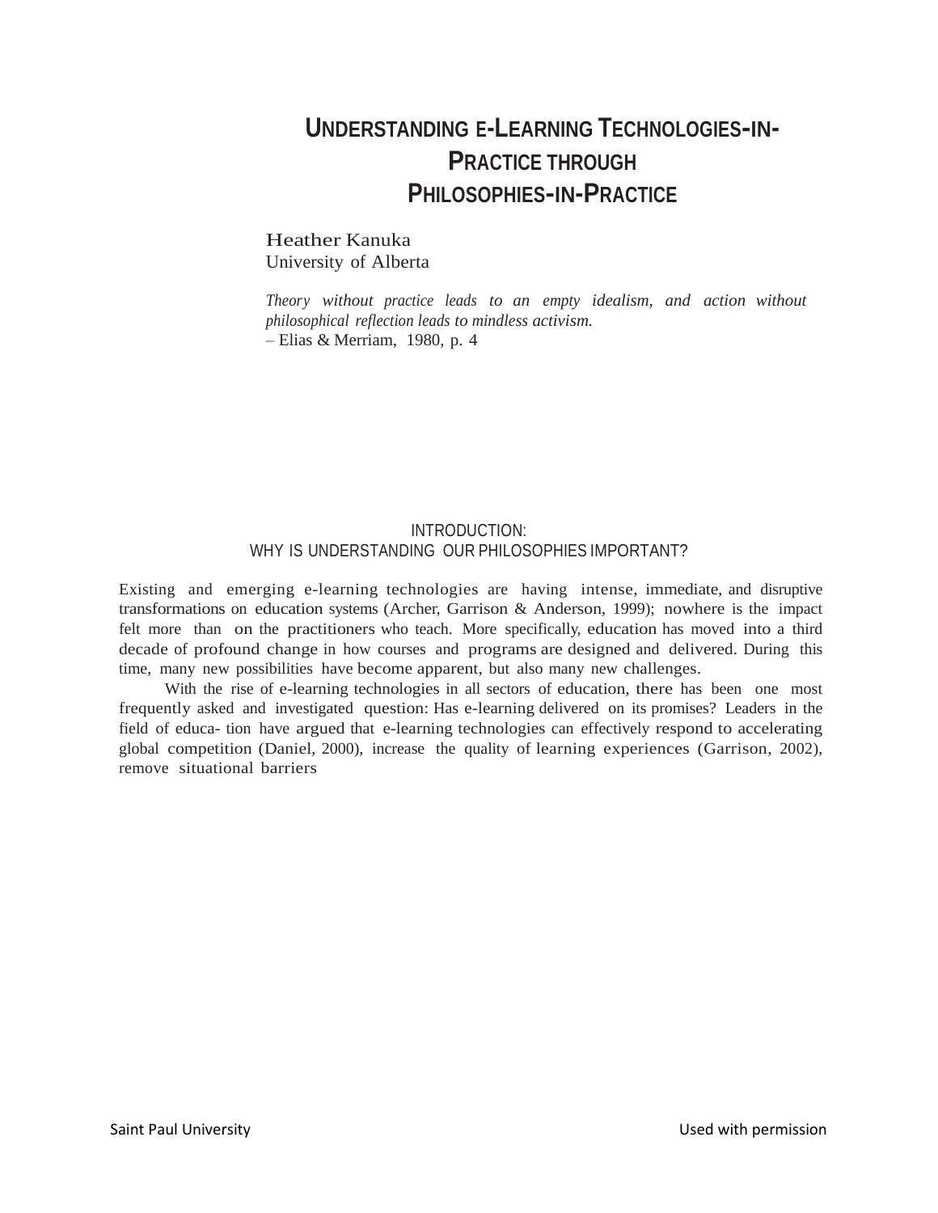# UNDERSTANDING E-LEARNING TECHNOLOGIES-IN-PRACTICE THROUGH PHILOSOPHIES-IN-PRACTICE

Heather Kanuka
University of Alberta

*Theory without practice leads to an empty idealism, and action without philosophical reflection leads to mindless activism.*
– Elias & Merriam, 1980, p. 4

## INTRODUCTION: WHY IS UNDERSTANDING OUR PHILOSOPHIES IMPORTANT?

Existing and emerging e-learning technologies are having intense, immediate, and disruptive transformations on education systems (Archer, Garrison & Anderson, 1999); nowhere is the impact felt more than on the practitioners who teach. More specifically, education has moved into a third decade of profound change in how courses and programs are designed and delivered. During this time, many new possibilities have become apparent, but also many new challenges.

With the rise of e-learning technologies in all sectors of education, there has been one most frequently asked and investigated question: Has e-learning delivered on its promises? Leaders in the field of educa- tion have argued that e-learning technologies can effectively respond to accelerating global competition (Daniel, 2000), increase the quality of learning experiences (Garrison, 2002), remove situational barriers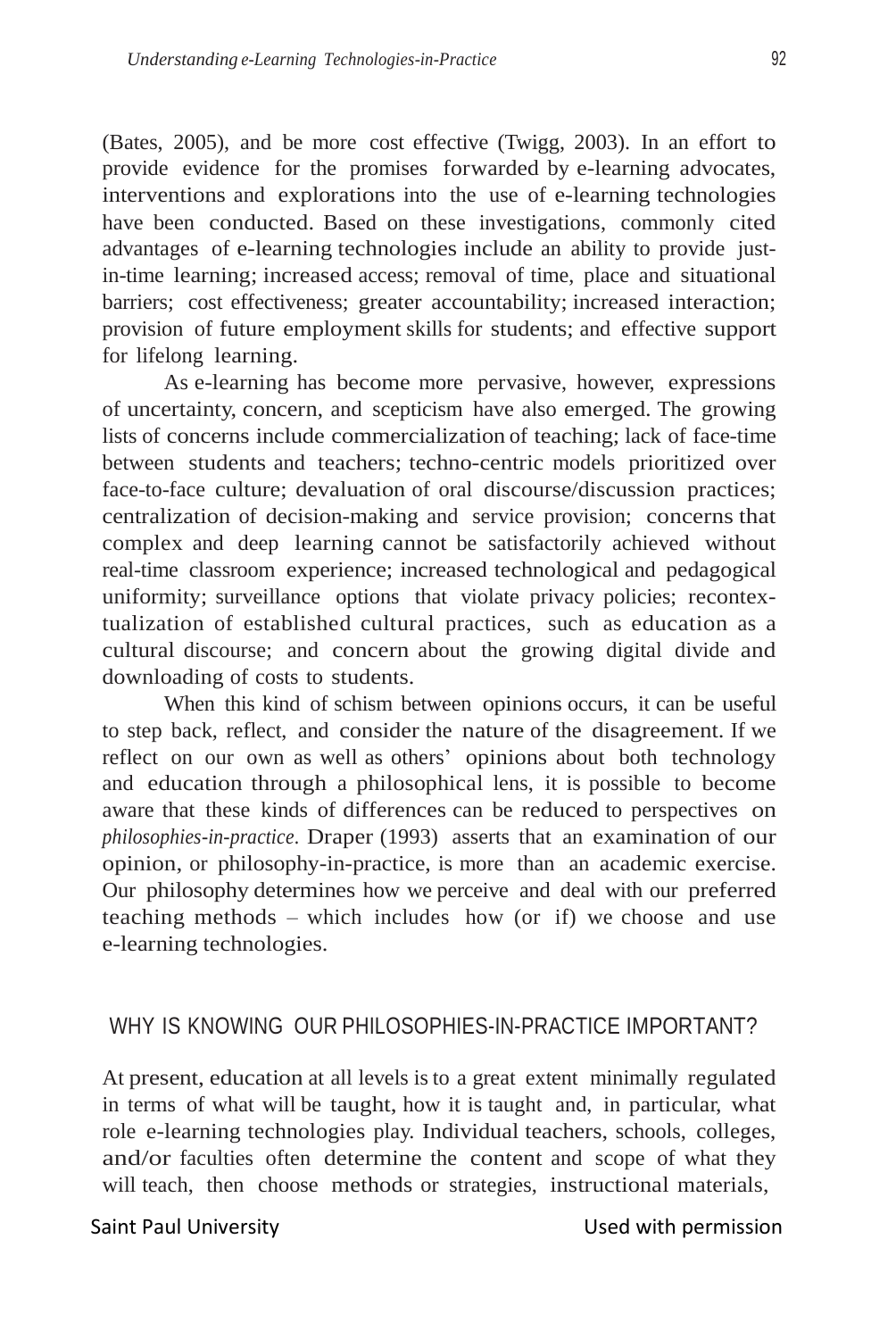(Bates, 2005), and be more cost effective (Twigg, 2003). In an effort to provide evidence for the promises forwarded by e-learning advocates, interventions and explorations into the use of e-learning technologies have been conducted. Based on these investigations, commonly cited advantages of e-learning technologies include an ability to provide just-in-time learning; increased access; removal of time, place and situational barriers; cost effectiveness; greater accountability; increased interaction; provision of future employment skills for students; and effective support for lifelong learning.

As e-learning has become more pervasive, however, expressions of uncertainty, concern, and scepticism have also emerged. The growing lists of concerns include commercialization of teaching; lack of face-time between students and teachers; techno-centric models prioritized over face-to-face culture; devaluation of oral discourse/discussion practices; centralization of decision-making and service provision; concerns that complex and deep learning cannot be satisfactorily achieved without real-time classroom experience; increased technological and pedagogical uniformity; surveillance options that violate privacy policies; recontextualization of established cultural practices, such as education as a cultural discourse; and concern about the growing digital divide and downloading of costs to students.

When this kind of schism between opinions occurs, it can be useful to step back, reflect, and consider the nature of the disagreement. If we reflect on our own as well as others' opinions about both technology and education through a philosophical lens, it is possible to become aware that these kinds of differences can be reduced to perspectives on *philosophies-in-practice*. Draper (1993) asserts that an examination of our opinion, or philosophy-in-practice, is more than an academic exercise. Our philosophy determines how we perceive and deal with our preferred teaching methods – which includes how (or if) we choose and use e-learning technologies.

## WHY IS KNOWING OUR PHILOSOPHIES-IN-PRACTICE IMPORTANT?

At present, education at all levels is to a great extent minimally regulated in terms of what will be taught, how it is taught and, in particular, what role e-learning technologies play. Individual teachers, schools, colleges, and/or faculties often determine the content and scope of what they will teach, then choose methods or strategies, instructional materials,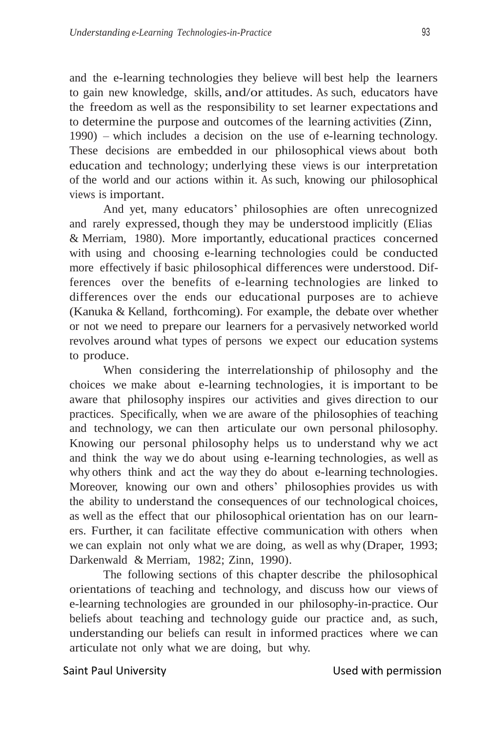and the e-learning technologies they believe will best help the learners to gain new knowledge, skills, and/or attitudes. As such, educators have the freedom as well as the responsibility to set learner expectations and to determine the purpose and outcomes of the learning activities (Zinn, 1990) – which includes a decision on the use of e-learning technology. These decisions are embedded in our philosophical views about both education and technology; underlying these views is our interpretation of the world and our actions within it. As such, knowing our philosophical views is important.

And yet, many educators' philosophies are often unrecognized and rarely expressed, though they may be understood implicitly (Elias & Merriam, 1980). More importantly, educational practices concerned with using and choosing e-learning technologies could be conducted more effectively if basic philosophical differences were understood. Differences over the benefits of e-learning technologies are linked to differences over the ends our educational purposes are to achieve (Kanuka & Kelland, forthcoming). For example, the debate over whether or not we need to prepare our learners for a pervasively networked world revolves around what types of persons we expect our education systems to produce.

When considering the interrelationship of philosophy and the choices we make about e-learning technologies, it is important to be aware that philosophy inspires our activities and gives direction to our practices. Specifically, when we are aware of the philosophies of teaching and technology, we can then articulate our own personal philosophy. Knowing our personal philosophy helps us to understand why we act and think the way we do about using e-learning technologies, as well as why others think and act the way they do about e-learning technologies. Moreover, knowing our own and others' philosophies provides us with the ability to understand the consequences of our technological choices, as well as the effect that our philosophical orientation has on our learners. Further, it can facilitate effective communication with others when we can explain not only what we are doing, as well as why (Draper, 1993; Darkenwald & Merriam, 1982; Zinn, 1990).

The following sections of this chapter describe the philosophical orientations of teaching and technology, and discuss how our views of e-learning technologies are grounded in our philosophy-in-practice. Our beliefs about teaching and technology guide our practice and, as such, understanding our beliefs can result in informed practices where we can articulate not only what we are doing, but why.

Saint Paul University Used with permission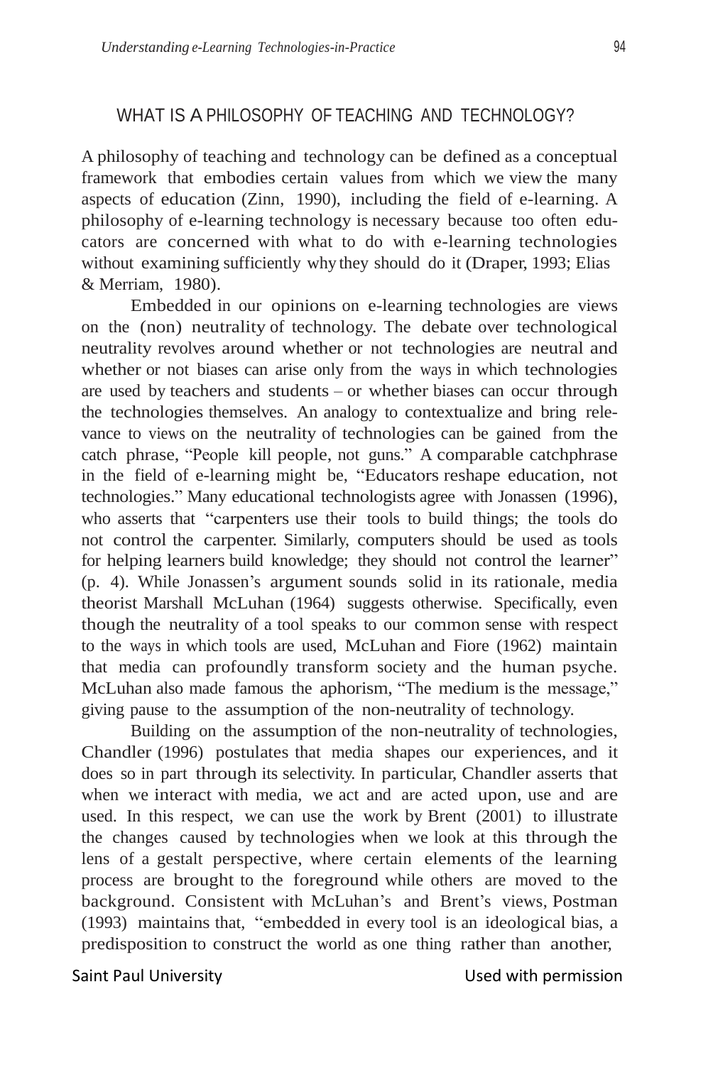## WHAT IS A PHILOSOPHY OF TEACHING AND TECHNOLOGY?

A philosophy of teaching and technology can be defined as a conceptual framework that embodies certain values from which we view the many aspects of education (Zinn, 1990), including the field of e-learning. A philosophy of e-learning technology is necessary because too often educators are concerned with what to do with e-learning technologies without examining sufficiently why they should do it (Draper, 1993; Elias & Merriam, 1980).

Embedded in our opinions on e-learning technologies are views on the (non) neutrality of technology. The debate over technological neutrality revolves around whether or not technologies are neutral and whether or not biases can arise only from the ways in which technologies are used by teachers and students – or whether biases can occur through the technologies themselves. An analogy to contextualize and bring relevance to views on the neutrality of technologies can be gained from the catch phrase, "People kill people, not guns." A comparable catchphrase in the field of e-learning might be, "Educators reshape education, not technologies." Many educational technologists agree with Jonassen (1996), who asserts that "carpenters use their tools to build things; the tools do not control the carpenter. Similarly, computers should be used as tools for helping learners build knowledge; they should not control the learner" (p. 4). While Jonassen's argument sounds solid in its rationale, media theorist Marshall McLuhan (1964) suggests otherwise. Specifically, even though the neutrality of a tool speaks to our common sense with respect to the ways in which tools are used, McLuhan and Fiore (1962) maintain that media can profoundly transform society and the human psyche. McLuhan also made famous the aphorism, "The medium is the message," giving pause to the assumption of the non-neutrality of technology.

Building on the assumption of the non-neutrality of technologies, Chandler (1996) postulates that media shapes our experiences, and it does so in part through its selectivity. In particular, Chandler asserts that when we interact with media, we act and are acted upon, use and are used. In this respect, we can use the work by Brent (2001) to illustrate the changes caused by technologies when we look at this through the lens of a gestalt perspective, where certain elements of the learning process are brought to the foreground while others are moved to the background. Consistent with McLuhan's and Brent's views, Postman (1993) maintains that, "embedded in every tool is an ideological bias, a predisposition to construct the world as one thing rather than another,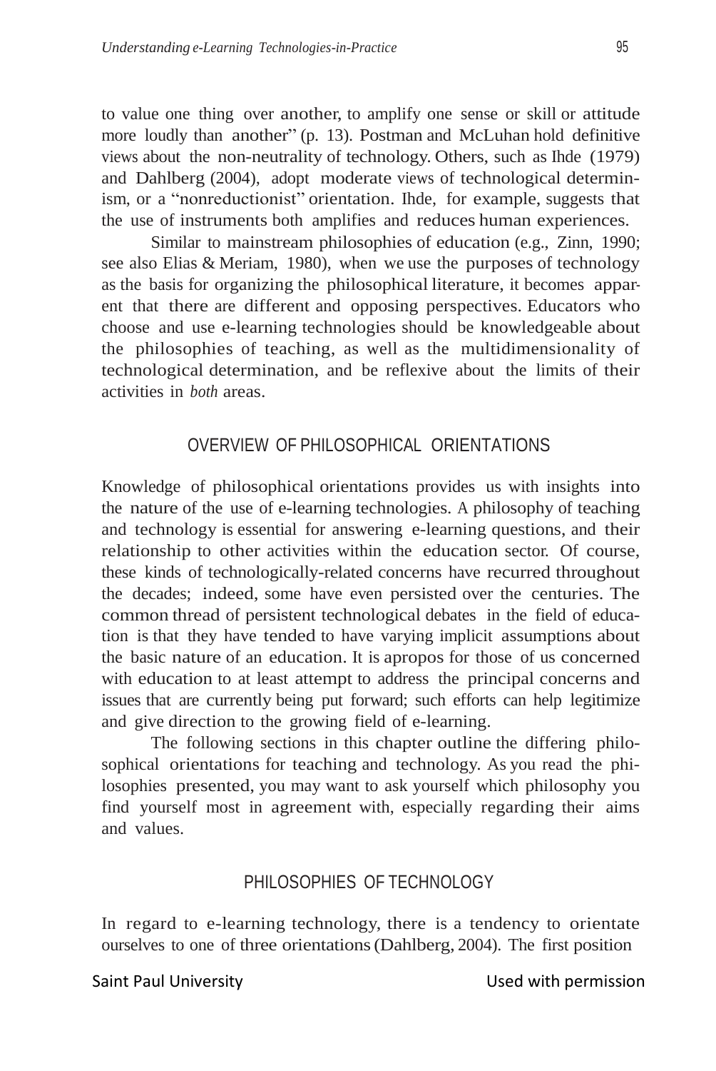to value one thing over another, to amplify one sense or skill or attitude more loudly than another" (p. 13). Postman and McLuhan hold definitive views about the non-neutrality of technology. Others, such as Ihde (1979) and Dahlberg (2004), adopt moderate views of technological determinism, or a "nonreductionist" orientation. Ihde, for example, suggests that the use of instruments both amplifies and reduces human experiences.

Similar to mainstream philosophies of education (e.g., Zinn, 1990; see also Elias & Meriam, 1980), when we use the purposes of technology as the basis for organizing the philosophical literature, it becomes apparent that there are different and opposing perspectives. Educators who choose and use e-learning technologies should be knowledgeable about the philosophies of teaching, as well as the multidimensionality of technological determination, and be reflexive about the limits of their activities in *both* areas.

## OVERVIEW OF PHILOSOPHICAL ORIENTATIONS

Knowledge of philosophical orientations provides us with insights into the nature of the use of e-learning technologies. A philosophy of teaching and technology is essential for answering e-learning questions, and their relationship to other activities within the education sector. Of course, these kinds of technologically-related concerns have recurred throughout the decades; indeed, some have even persisted over the centuries. The common thread of persistent technological debates in the field of education is that they have tended to have varying implicit assumptions about the basic nature of an education. It is apropos for those of us concerned with education to at least attempt to address the principal concerns and issues that are currently being put forward; such efforts can help legitimize and give direction to the growing field of e-learning.

The following sections in this chapter outline the differing philosophical orientations for teaching and technology. As you read the philosophies presented, you may want to ask yourself which philosophy you find yourself most in agreement with, especially regarding their aims and values.

## PHILOSOPHIES OF TECHNOLOGY

In regard to e-learning technology, there is a tendency to orientate ourselves to one of three orientations (Dahlberg, 2004). The first position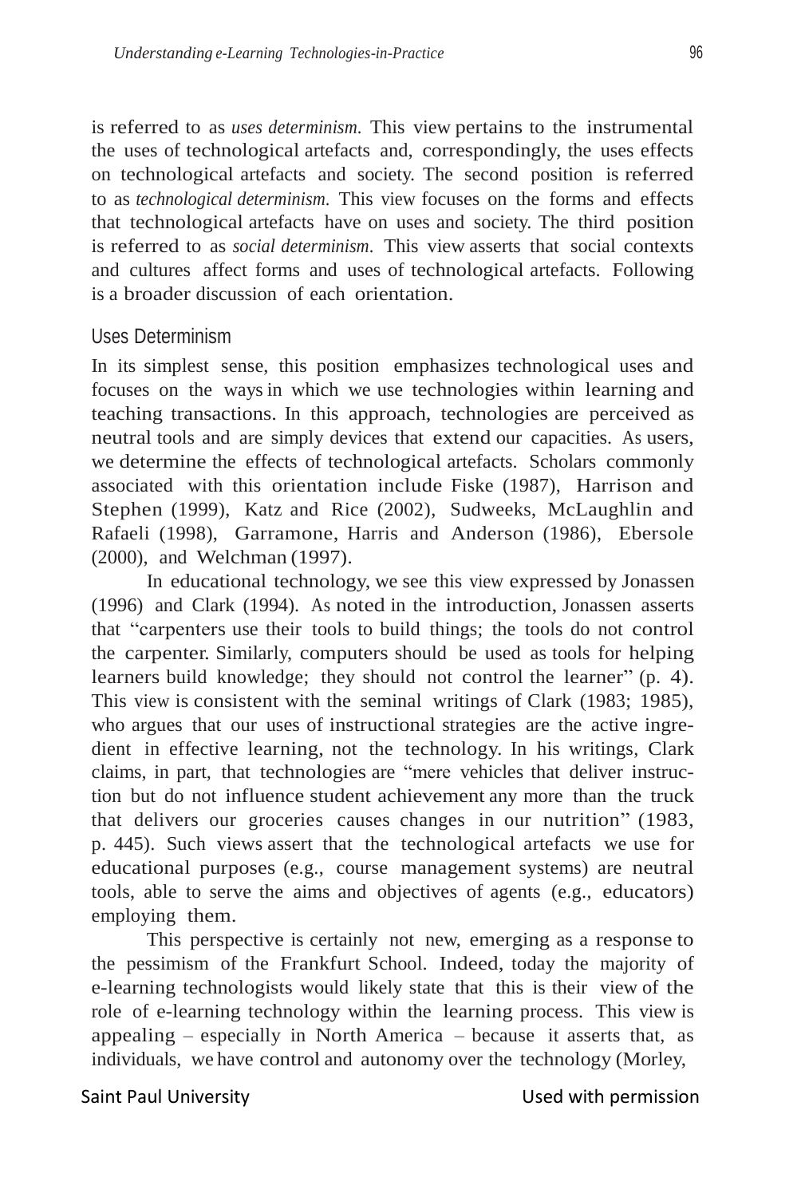is referred to as *uses determinism.* This view pertains to the instrumental the uses of technological artefacts and, correspondingly, the uses effects on technological artefacts and society. The second position is referred to as *technological determinism.* This view focuses on the forms and effects that technological artefacts have on uses and society. The third position is referred to as *social determinism.* This view asserts that social contexts and cultures affect forms and uses of technological artefacts. Following is a broader discussion of each orientation.

## Uses Determinism

In its simplest sense, this position emphasizes technological uses and focuses on the ways in which we use technologies within learning and teaching transactions. In this approach, technologies are perceived as neutral tools and are simply devices that extend our capacities. As users, we determine the effects of technological artefacts. Scholars commonly associated with this orientation include Fiske (1987), Harrison and Stephen (1999), Katz and Rice (2002), Sudweeks, McLaughlin and Rafaeli (1998), Garramone, Harris and Anderson (1986), Ebersole (2000), and Welchman (1997).

In educational technology, we see this view expressed by Jonassen (1996) and Clark (1994). As noted in the introduction, Jonassen asserts that "carpenters use their tools to build things; the tools do not control the carpenter. Similarly, computers should be used as tools for helping learners build knowledge; they should not control the learner" (p. 4). This view is consistent with the seminal writings of Clark (1983; 1985), who argues that our uses of instructional strategies are the active ingredient in effective learning, not the technology. In his writings, Clark claims, in part, that technologies are "mere vehicles that deliver instruction but do not influence student achievement any more than the truck that delivers our groceries causes changes in our nutrition" (1983, p. 445). Such views assert that the technological artefacts we use for educational purposes (e.g., course management systems) are neutral tools, able to serve the aims and objectives of agents (e.g., educators) employing them.

This perspective is certainly not new, emerging as a response to the pessimism of the Frankfurt School. Indeed, today the majority of e-learning technologists would likely state that this is their view of the role of e-learning technology within the learning process. This view is appealing – especially in North America – because it asserts that, as individuals, we have control and autonomy over the technology (Morley,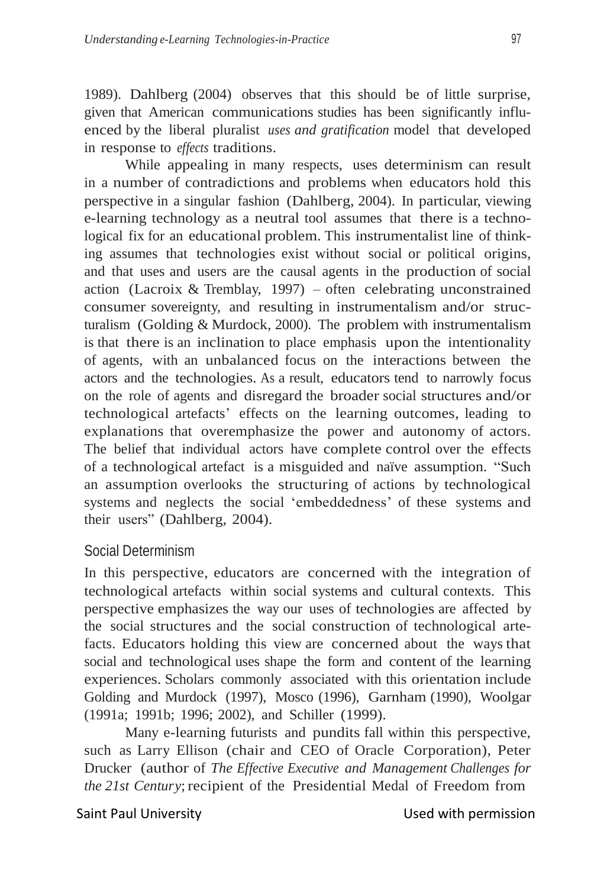1989). Dahlberg (2004) observes that this should be of little surprise, given that American communications studies has been significantly influenced by the liberal pluralist *uses and gratification* model that developed in response to *effects* traditions.

While appealing in many respects, uses determinism can result in a number of contradictions and problems when educators hold this perspective in a singular fashion (Dahlberg, 2004). In particular, viewing e-learning technology as a neutral tool assumes that there is a technological fix for an educational problem. This instrumentalist line of thinking assumes that technologies exist without social or political origins, and that uses and users are the causal agents in the production of social action (Lacroix & Tremblay, 1997) – often celebrating unconstrained consumer sovereignty, and resulting in instrumentalism and/or structuralism (Golding & Murdock, 2000). The problem with instrumentalism is that there is an inclination to place emphasis upon the intentionality of agents, with an unbalanced focus on the interactions between the actors and the technologies. As a result, educators tend to narrowly focus on the role of agents and disregard the broader social structures and/or technological artefacts' effects on the learning outcomes, leading to explanations that overemphasize the power and autonomy of actors. The belief that individual actors have complete control over the effects of a technological artefact is a misguided and naïve assumption. "Such an assumption overlooks the structuring of actions by technological systems and neglects the social 'embeddedness' of these systems and their users" (Dahlberg, 2004).

### Social Determinism

In this perspective, educators are concerned with the integration of technological artefacts within social systems and cultural contexts. This perspective emphasizes the way our uses of technologies are affected by the social structures and the social construction of technological artefacts. Educators holding this view are concerned about the ways that social and technological uses shape the form and content of the learning experiences. Scholars commonly associated with this orientation include Golding and Murdock (1997), Mosco (1996), Garnham (1990), Woolgar (1991a; 1991b; 1996; 2002), and Schiller (1999).

Many e-learning futurists and pundits fall within this perspective, such as Larry Ellison (chair and CEO of Oracle Corporation), Peter Drucker (author of *The Effective Executive and Management Challenges for the 21st Century*; recipient of the Presidential Medal of Freedom from

Saint Paul University Used with permission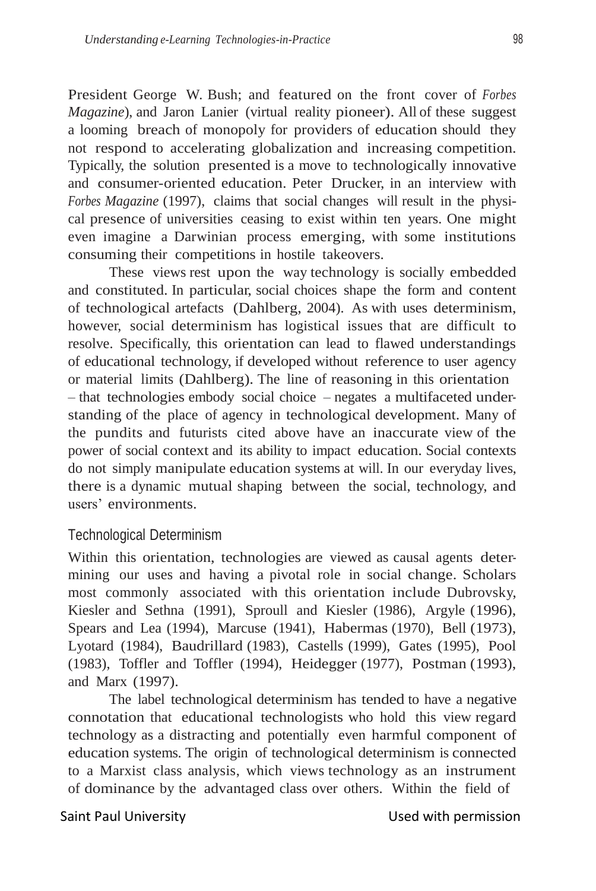President George W. Bush; and featured on the front cover of *Forbes Magazine*), and Jaron Lanier (virtual reality pioneer). All of these suggest a looming breach of monopoly for providers of education should they not respond to accelerating globalization and increasing competition. Typically, the solution presented is a move to technologically innovative and consumer-oriented education. Peter Drucker, in an interview with *Forbes Magazine* (1997), claims that social changes will result in the physical presence of universities ceasing to exist within ten years. One might even imagine a Darwinian process emerging, with some institutions consuming their competitions in hostile takeovers.

These views rest upon the way technology is socially embedded and constituted. In particular, social choices shape the form and content of technological artefacts (Dahlberg, 2004). As with uses determinism, however, social determinism has logistical issues that are difficult to resolve. Specifically, this orientation can lead to flawed understandings of educational technology, if developed without reference to user agency or material limits (Dahlberg). The line of reasoning in this orientation – that technologies embody social choice – negates a multifaceted understanding of the place of agency in technological development. Many of the pundits and futurists cited above have an inaccurate view of the power of social context and its ability to impact education. Social contexts do not simply manipulate education systems at will. In our everyday lives, there is a dynamic mutual shaping between the social, technology, and users' environments.

### Technological Determinism

Within this orientation, technologies are viewed as causal agents determining our uses and having a pivotal role in social change. Scholars most commonly associated with this orientation include Dubrovsky, Kiesler and Sethna (1991), Sproull and Kiesler (1986), Argyle (1996), Spears and Lea (1994), Marcuse (1941), Habermas (1970), Bell (1973), Lyotard (1984), Baudrillard (1983), Castells (1999), Gates (1995), Pool (1983), Toffler and Toffler (1994), Heidegger (1977), Postman (1993), and Marx (1997).

The label technological determinism has tended to have a negative connotation that educational technologists who hold this view regard technology as a distracting and potentially even harmful component of education systems. The origin of technological determinism is connected to a Marxist class analysis, which views technology as an instrument of dominance by the advantaged class over others. Within the field of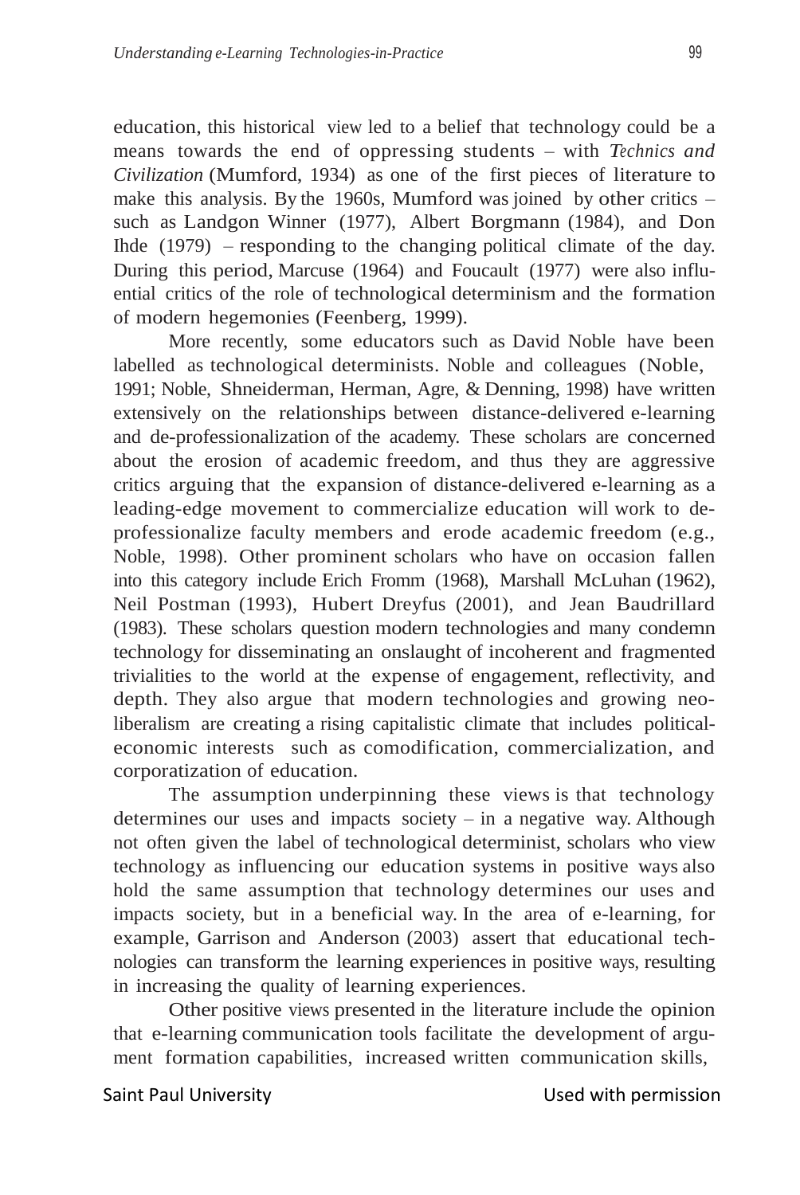education, this historical view led to a belief that technology could be a means towards the end of oppressing students – with *Technics and Civilization* (Mumford, 1934) as one of the first pieces of literature to make this analysis. By the 1960s, Mumford was joined by other critics – such as Landgon Winner (1977), Albert Borgmann (1984), and Don Ihde (1979) – responding to the changing political climate of the day. During this period, Marcuse (1964) and Foucault (1977) were also influential critics of the role of technological determinism and the formation of modern hegemonies (Feenberg, 1999).

More recently, some educators such as David Noble have been labelled as technological determinists. Noble and colleagues (Noble, 1991; Noble, Shneiderman, Herman, Agre, & Denning, 1998) have written extensively on the relationships between distance-delivered e-learning and de-professionalization of the academy. These scholars are concerned about the erosion of academic freedom, and thus they are aggressive critics arguing that the expansion of distance-delivered e-learning as a leading-edge movement to commercialize education will work to de-professionalize faculty members and erode academic freedom (e.g., Noble, 1998). Other prominent scholars who have on occasion fallen into this category include Erich Fromm (1968), Marshall McLuhan (1962), Neil Postman (1993), Hubert Dreyfus (2001), and Jean Baudrillard (1983). These scholars question modern technologies and many condemn technology for disseminating an onslaught of incoherent and fragmented trivialities to the world at the expense of engagement, reflectivity, and depth. They also argue that modern technologies and growing neo-liberalism are creating a rising capitalistic climate that includes political-economic interests such as comodification, commercialization, and corporatization of education.

The assumption underpinning these views is that technology determines our uses and impacts society – in a negative way. Although not often given the label of technological determinist, scholars who view technology as influencing our education systems in positive ways also hold the same assumption that technology determines our uses and impacts society, but in a beneficial way. In the area of e-learning, for example, Garrison and Anderson (2003) assert that educational technologies can transform the learning experiences in positive ways, resulting in increasing the quality of learning experiences.

Other positive views presented in the literature include the opinion that e-learning communication tools facilitate the development of argument formation capabilities, increased written communication skills,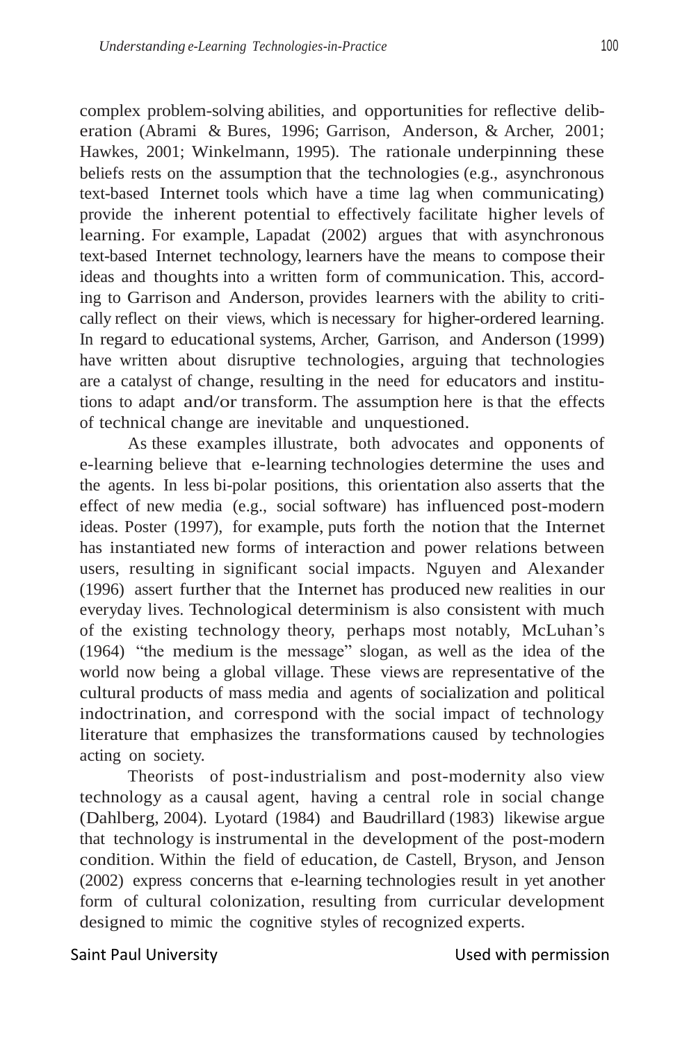complex problem-solving abilities, and opportunities for reflective deliberation (Abrami & Bures, 1996; Garrison, Anderson, & Archer, 2001; Hawkes, 2001; Winkelmann, 1995). The rationale underpinning these beliefs rests on the assumption that the technologies (e.g., asynchronous text-based Internet tools which have a time lag when communicating) provide the inherent potential to effectively facilitate higher levels of learning. For example, Lapadat (2002) argues that with asynchronous text-based Internet technology, learners have the means to compose their ideas and thoughts into a written form of communication. This, according to Garrison and Anderson, provides learners with the ability to critically reflect on their views, which is necessary for higher-ordered learning. In regard to educational systems, Archer, Garrison, and Anderson (1999) have written about disruptive technologies, arguing that technologies are a catalyst of change, resulting in the need for educators and institutions to adapt and/or transform. The assumption here is that the effects of technical change are inevitable and unquestioned.

As these examples illustrate, both advocates and opponents of e-learning believe that e-learning technologies determine the uses and the agents. In less bi-polar positions, this orientation also asserts that the effect of new media (e.g., social software) has influenced post-modern ideas. Poster (1997), for example, puts forth the notion that the Internet has instantiated new forms of interaction and power relations between users, resulting in significant social impacts. Nguyen and Alexander (1996) assert further that the Internet has produced new realities in our everyday lives. Technological determinism is also consistent with much of the existing technology theory, perhaps most notably, McLuhan's (1964) "the medium is the message" slogan, as well as the idea of the world now being a global village. These views are representative of the cultural products of mass media and agents of socialization and political indoctrination, and correspond with the social impact of technology literature that emphasizes the transformations caused by technologies acting on society.

Theorists of post-industrialism and post-modernity also view technology as a causal agent, having a central role in social change (Dahlberg, 2004). Lyotard (1984) and Baudrillard (1983) likewise argue that technology is instrumental in the development of the post-modern condition. Within the field of education, de Castell, Bryson, and Jenson (2002) express concerns that e-learning technologies result in yet another form of cultural colonization, resulting from curricular development designed to mimic the cognitive styles of recognized experts.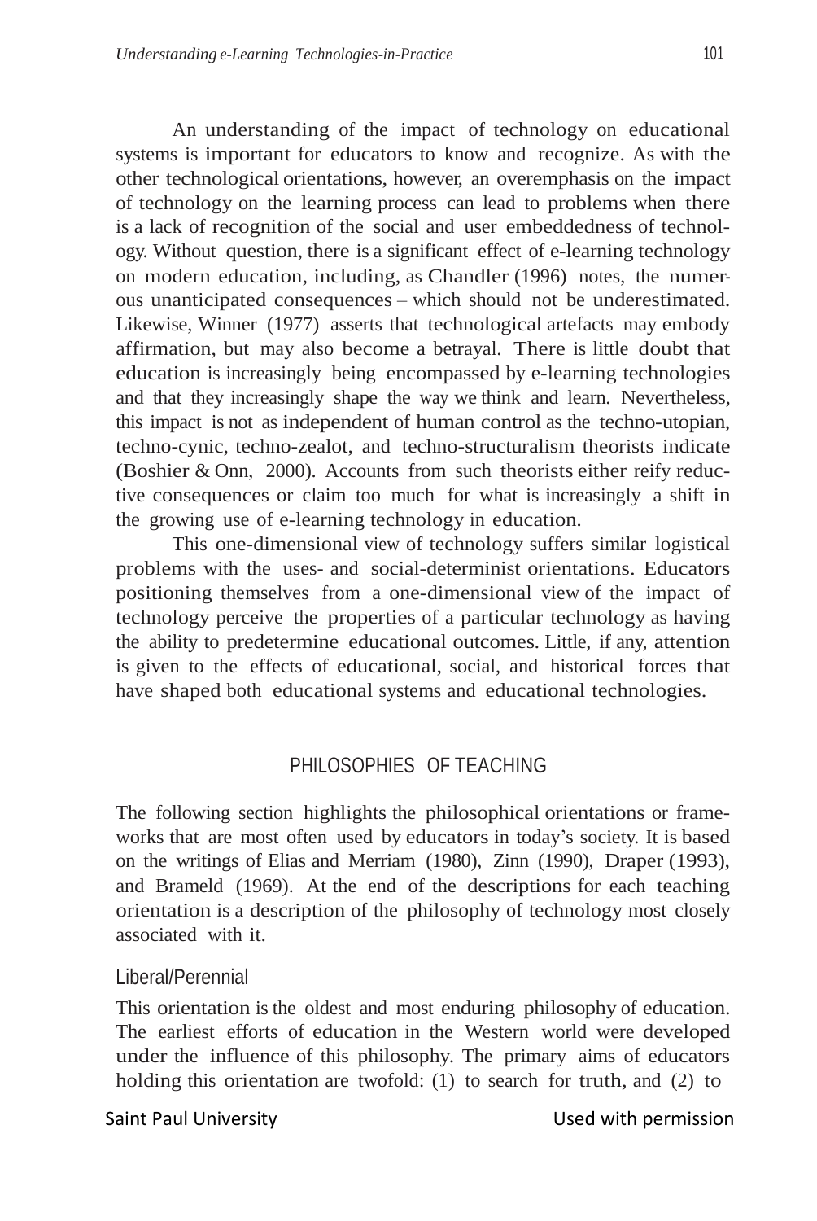An understanding of the impact of technology on educational systems is important for educators to know and recognize. As with the other technological orientations, however, an overemphasis on the impact of technology on the learning process can lead to problems when there is a lack of recognition of the social and user embeddedness of technology. Without question, there is a significant effect of e-learning technology on modern education, including, as Chandler (1996) notes, the numerous unanticipated consequences – which should not be underestimated. Likewise, Winner (1977) asserts that technological artefacts may embody affirmation, but may also become a betrayal. There is little doubt that education is increasingly being encompassed by e-learning technologies and that they increasingly shape the way we think and learn. Nevertheless, this impact is not as independent of human control as the techno-utopian, techno-cynic, techno-zealot, and techno-structuralism theorists indicate (Boshier & Onn, 2000). Accounts from such theorists either reify reductive consequences or claim too much for what is increasingly a shift in the growing use of e-learning technology in education.

This one-dimensional view of technology suffers similar logistical problems with the uses- and social-determinist orientations. Educators positioning themselves from a one-dimensional view of the impact of technology perceive the properties of a particular technology as having the ability to predetermine educational outcomes. Little, if any, attention is given to the effects of educational, social, and historical forces that have shaped both educational systems and educational technologies.

## PHILOSOPHIES OF TEACHING

The following section highlights the philosophical orientations or frameworks that are most often used by educators in today's society. It is based on the writings of Elias and Merriam (1980), Zinn (1990), Draper (1993), and Brameld (1969). At the end of the descriptions for each teaching orientation is a description of the philosophy of technology most closely associated with it.

### Liberal/Perennial

This orientation is the oldest and most enduring philosophy of education. The earliest efforts of education in the Western world were developed under the influence of this philosophy. The primary aims of educators holding this orientation are twofold: (1) to search for truth, and (2) to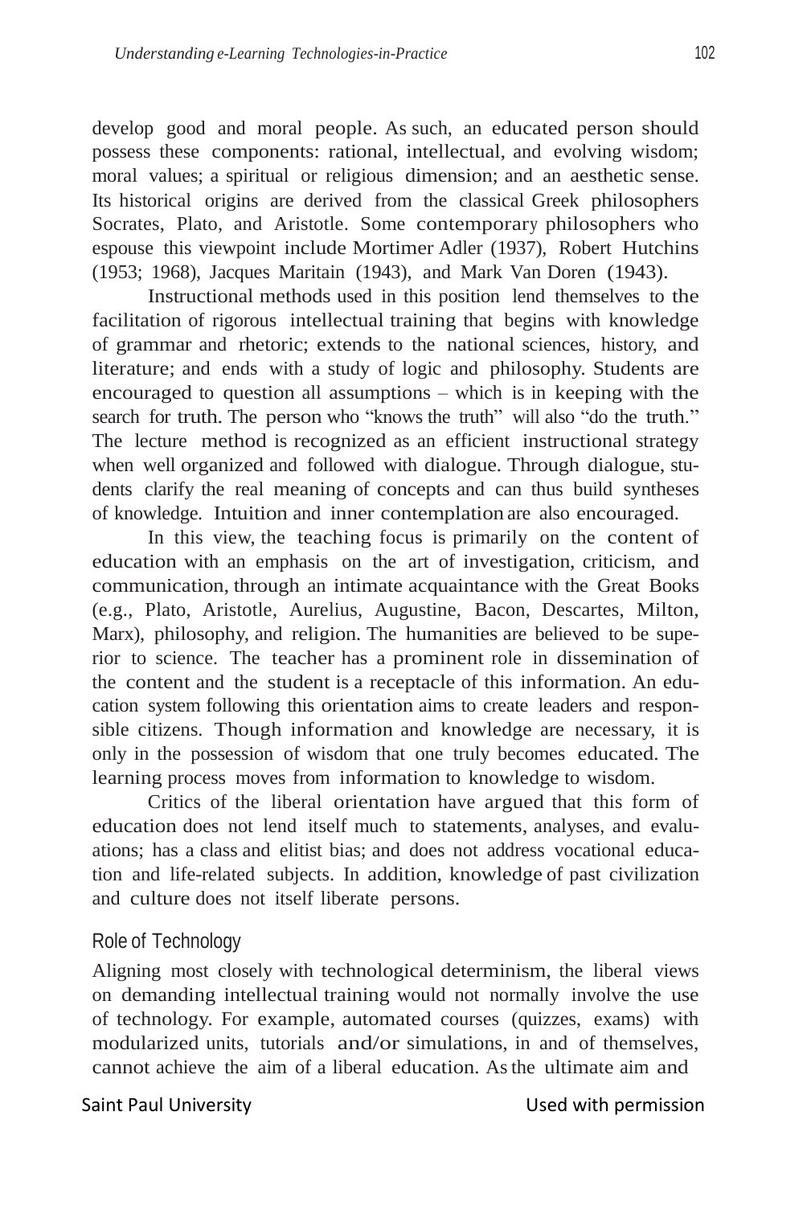develop good and moral people. As such, an educated person should possess these components: rational, intellectual, and evolving wisdom; moral values; a spiritual or religious dimension; and an aesthetic sense. Its historical origins are derived from the classical Greek philosophers Socrates, Plato, and Aristotle. Some contemporary philosophers who espouse this viewpoint include Mortimer Adler (1937), Robert Hutchins (1953; 1968), Jacques Maritain (1943), and Mark Van Doren (1943).

Instructional methods used in this position lend themselves to the facilitation of rigorous intellectual training that begins with knowledge of grammar and rhetoric; extends to the national sciences, history, and literature; and ends with a study of logic and philosophy. Students are encouraged to question all assumptions – which is in keeping with the search for truth. The person who "knows the truth" will also "do the truth." The lecture method is recognized as an efficient instructional strategy when well organized and followed with dialogue. Through dialogue, students clarify the real meaning of concepts and can thus build syntheses of knowledge. Intuition and inner contemplation are also encouraged.

In this view, the teaching focus is primarily on the content of education with an emphasis on the art of investigation, criticism, and communication, through an intimate acquaintance with the Great Books (e.g., Plato, Aristotle, Aurelius, Augustine, Bacon, Descartes, Milton, Marx), philosophy, and religion. The humanities are believed to be superior to science. The teacher has a prominent role in dissemination of the content and the student is a receptacle of this information. An education system following this orientation aims to create leaders and responsible citizens. Though information and knowledge are necessary, it is only in the possession of wisdom that one truly becomes educated. The learning process moves from information to knowledge to wisdom.

Critics of the liberal orientation have argued that this form of education does not lend itself much to statements, analyses, and evaluations; has a class and elitist bias; and does not address vocational education and life-related subjects. In addition, knowledge of past civilization and culture does not itself liberate persons.

### Role of Technology

Aligning most closely with technological determinism, the liberal views on demanding intellectual training would not normally involve the use of technology. For example, automated courses (quizzes, exams) with modularized units, tutorials and/or simulations, in and of themselves, cannot achieve the aim of a liberal education. As the ultimate aim and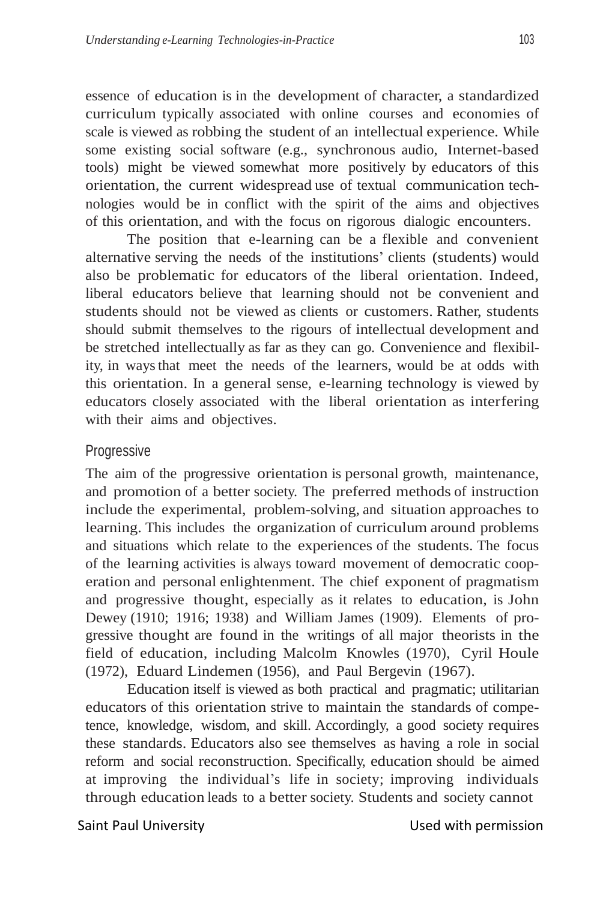essence of education is in the development of character, a standardized curriculum typically associated with online courses and economies of scale is viewed as robbing the student of an intellectual experience. While some existing social software (e.g., synchronous audio, Internet-based tools) might be viewed somewhat more positively by educators of this orientation, the current widespread use of textual communication technologies would be in conflict with the spirit of the aims and objectives of this orientation, and with the focus on rigorous dialogic encounters.

The position that e-learning can be a flexible and convenient alternative serving the needs of the institutions' clients (students) would also be problematic for educators of the liberal orientation. Indeed, liberal educators believe that learning should not be convenient and students should not be viewed as clients or customers. Rather, students should submit themselves to the rigours of intellectual development and be stretched intellectually as far as they can go. Convenience and flexibility, in ways that meet the needs of the learners, would be at odds with this orientation. In a general sense, e-learning technology is viewed by educators closely associated with the liberal orientation as interfering with their aims and objectives.

### Progressive

The aim of the progressive orientation is personal growth, maintenance, and promotion of a better society. The preferred methods of instruction include the experimental, problem-solving, and situation approaches to learning. This includes the organization of curriculum around problems and situations which relate to the experiences of the students. The focus of the learning activities is always toward movement of democratic cooperation and personal enlightenment. The chief exponent of pragmatism and progressive thought, especially as it relates to education, is John Dewey (1910; 1916; 1938) and William James (1909). Elements of progressive thought are found in the writings of all major theorists in the field of education, including Malcolm Knowles (1970), Cyril Houle (1972), Eduard Lindemen (1956), and Paul Bergevin (1967).

Education itself is viewed as both practical and pragmatic; utilitarian educators of this orientation strive to maintain the standards of competence, knowledge, wisdom, and skill. Accordingly, a good society requires these standards. Educators also see themselves as having a role in social reform and social reconstruction. Specifically, education should be aimed at improving the individual's life in society; improving individuals through education leads to a better society. Students and society cannot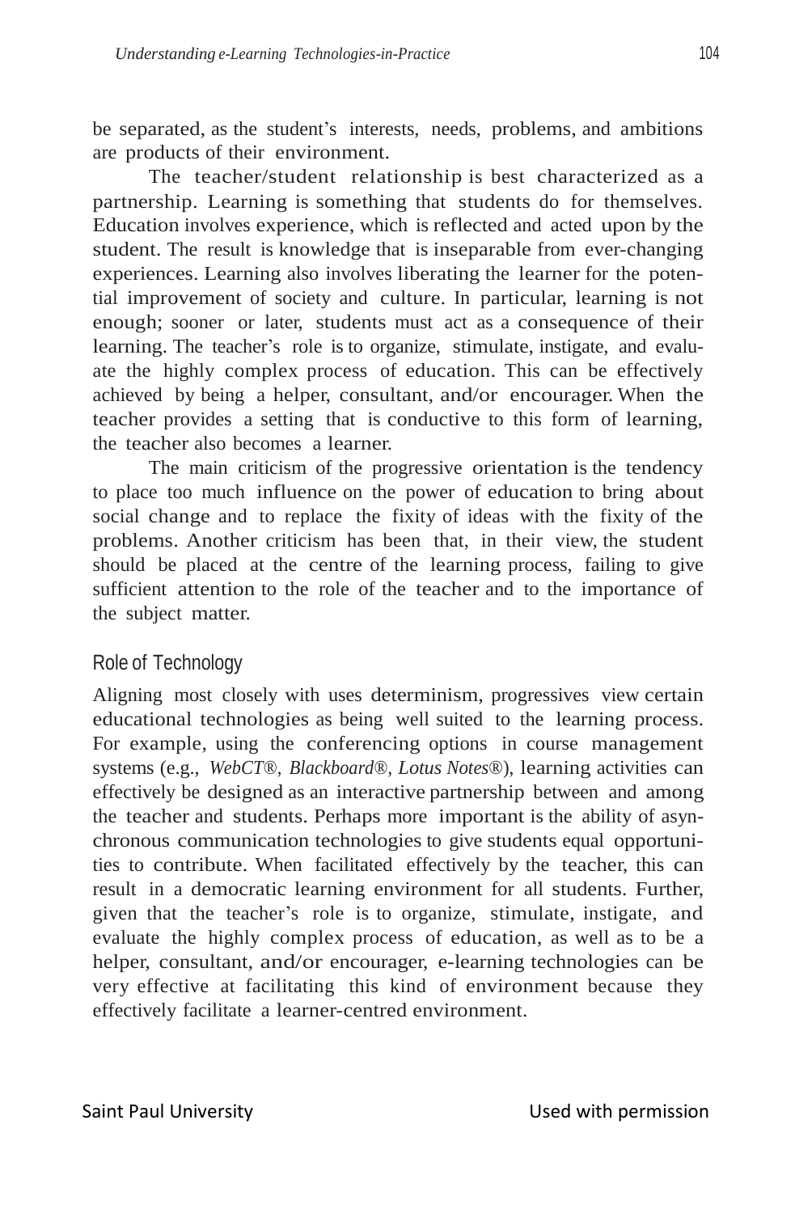be separated, as the student's interests, needs, problems, and ambitions are products of their environment.

The teacher/student relationship is best characterized as a partnership. Learning is something that students do for themselves. Education involves experience, which is reflected and acted upon by the student. The result is knowledge that is inseparable from ever-changing experiences. Learning also involves liberating the learner for the potential improvement of society and culture. In particular, learning is not enough; sooner or later, students must act as a consequence of their learning. The teacher's role is to organize, stimulate, instigate, and evaluate the highly complex process of education. This can be effectively achieved by being a helper, consultant, and/or encourager. When the teacher provides a setting that is conductive to this form of learning, the teacher also becomes a learner.

The main criticism of the progressive orientation is the tendency to place too much influence on the power of education to bring about social change and to replace the fixity of ideas with the fixity of the problems. Another criticism has been that, in their view, the student should be placed at the centre of the learning process, failing to give sufficient attention to the role of the teacher and to the importance of the subject matter.

## Role of Technology

Aligning most closely with uses determinism, progressives view certain educational technologies as being well suited to the learning process. For example, using the conferencing options in course management systems (e.g., *WebCT®*, *Blackboard®*, *Lotus Notes®*), learning activities can effectively be designed as an interactive partnership between and among the teacher and students. Perhaps more important is the ability of asynchronous communication technologies to give students equal opportunities to contribute. When facilitated effectively by the teacher, this can result in a democratic learning environment for all students. Further, given that the teacher's role is to organize, stimulate, instigate, and evaluate the highly complex process of education, as well as to be a helper, consultant, and/or encourager, e-learning technologies can be very effective at facilitating this kind of environment because they effectively facilitate a learner-centred environment.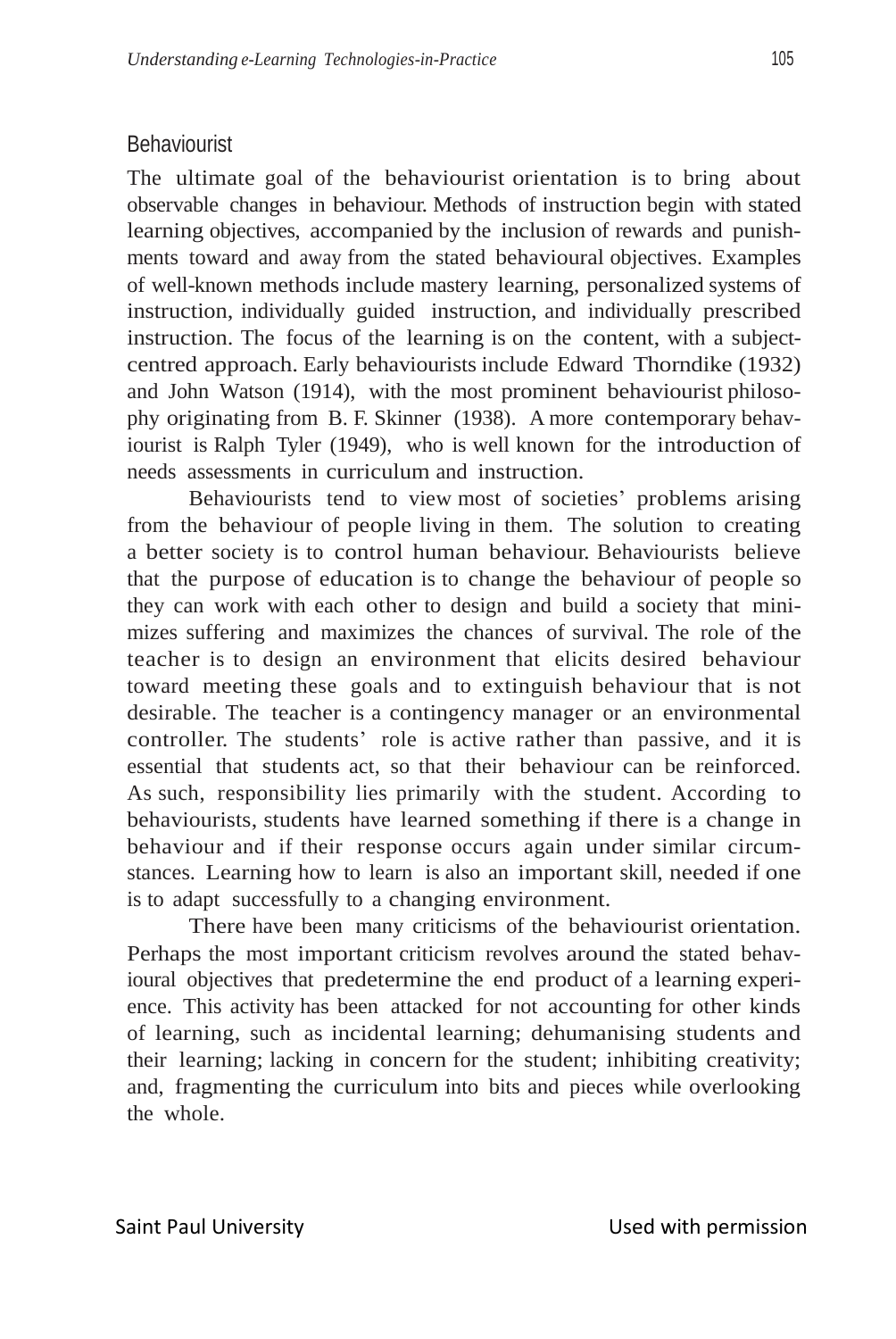### Behaviourist

The ultimate goal of the behaviourist orientation is to bring about observable changes in behaviour. Methods of instruction begin with stated learning objectives, accompanied by the inclusion of rewards and punishments toward and away from the stated behavioural objectives. Examples of well-known methods include mastery learning, personalized systems of instruction, individually guided instruction, and individually prescribed instruction. The focus of the learning is on the content, with a subject-centred approach. Early behaviourists include Edward Thorndike (1932) and John Watson (1914), with the most prominent behaviourist philosophy originating from B. F. Skinner (1938). A more contemporary behaviourist is Ralph Tyler (1949), who is well known for the introduction of needs assessments in curriculum and instruction.

Behaviourists tend to view most of societies' problems arising from the behaviour of people living in them. The solution to creating a better society is to control human behaviour. Behaviourists believe that the purpose of education is to change the behaviour of people so they can work with each other to design and build a society that minimizes suffering and maximizes the chances of survival. The role of the teacher is to design an environment that elicits desired behaviour toward meeting these goals and to extinguish behaviour that is not desirable. The teacher is a contingency manager or an environmental controller. The students' role is active rather than passive, and it is essential that students act, so that their behaviour can be reinforced. As such, responsibility lies primarily with the student. According to behaviourists, students have learned something if there is a change in behaviour and if their response occurs again under similar circumstances. Learning how to learn is also an important skill, needed if one is to adapt successfully to a changing environment.

There have been many criticisms of the behaviourist orientation. Perhaps the most important criticism revolves around the stated behavioural objectives that predetermine the end product of a learning experience. This activity has been attacked for not accounting for other kinds of learning, such as incidental learning; dehumanising students and their learning; lacking in concern for the student; inhibiting creativity; and, fragmenting the curriculum into bits and pieces while overlooking the whole.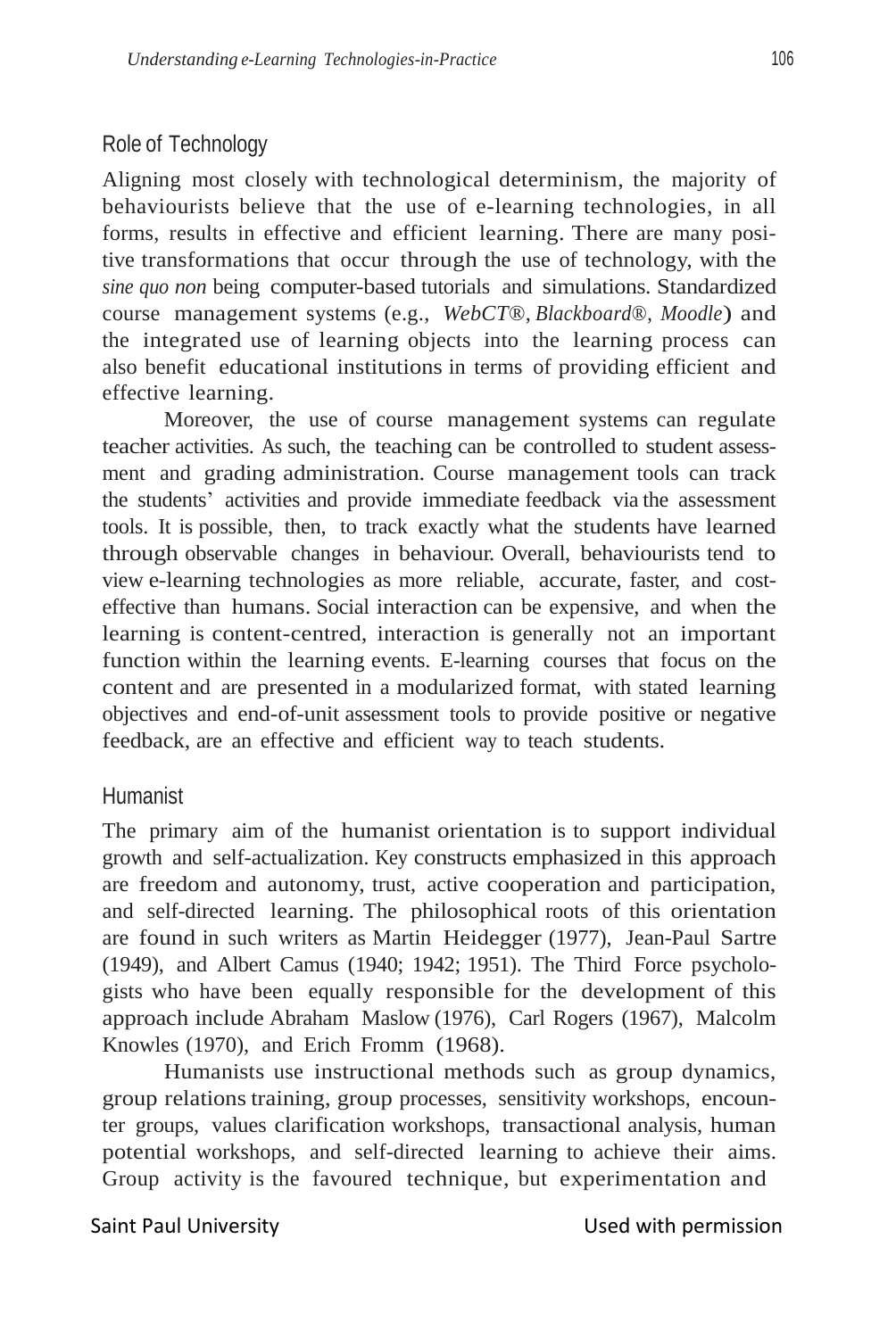### Role of Technology

Aligning most closely with technological determinism, the majority of behaviourists believe that the use of e-learning technologies, in all forms, results in effective and efficient learning. There are many positive transformations that occur through the use of technology, with the *sine quo non* being computer-based tutorials and simulations. Standardized course management systems (e.g., *WebCT®*, *Blackboard®*, *Moodle*) and the integrated use of learning objects into the learning process can also benefit educational institutions in terms of providing efficient and effective learning.

Moreover, the use of course management systems can regulate teacher activities. As such, the teaching can be controlled to student assessment and grading administration. Course management tools can track the students' activities and provide immediate feedback via the assessment tools. It is possible, then, to track exactly what the students have learned through observable changes in behaviour. Overall, behaviourists tend to view e-learning technologies as more reliable, accurate, faster, and cost-effective than humans. Social interaction can be expensive, and when the learning is content-centred, interaction is generally not an important function within the learning events. E-learning courses that focus on the content and are presented in a modularized format, with stated learning objectives and end-of-unit assessment tools to provide positive or negative feedback, are an effective and efficient way to teach students.

### Humanist

The primary aim of the humanist orientation is to support individual growth and self-actualization. Key constructs emphasized in this approach are freedom and autonomy, trust, active cooperation and participation, and self-directed learning. The philosophical roots of this orientation are found in such writers as Martin Heidegger (1977), Jean-Paul Sartre (1949), and Albert Camus (1940; 1942; 1951). The Third Force psychologists who have been equally responsible for the development of this approach include Abraham Maslow (1976), Carl Rogers (1967), Malcolm Knowles (1970), and Erich Fromm (1968).

Humanists use instructional methods such as group dynamics, group relations training, group processes, sensitivity workshops, encounter groups, values clarification workshops, transactional analysis, human potential workshops, and self-directed learning to achieve their aims. Group activity is the favoured technique, but experimentation and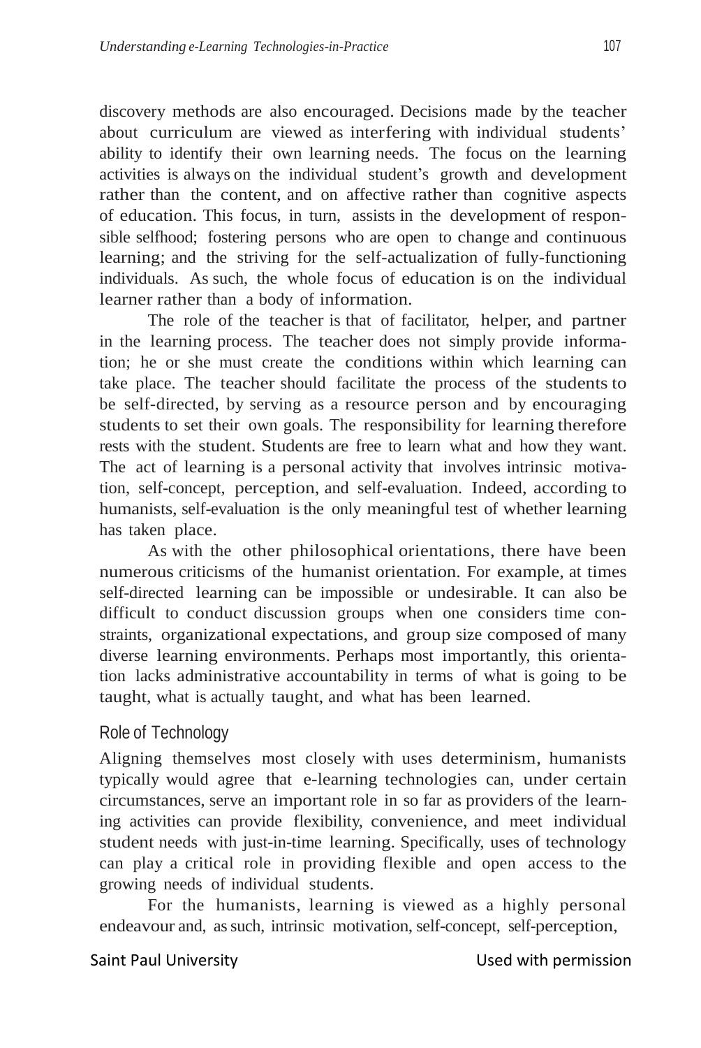discovery methods are also encouraged. Decisions made by the teacher about curriculum are viewed as interfering with individual students' ability to identify their own learning needs. The focus on the learning activities is always on the individual student's growth and development rather than the content, and on affective rather than cognitive aspects of education. This focus, in turn, assists in the development of responsible selfhood; fostering persons who are open to change and continuous learning; and the striving for the self-actualization of fully-functioning individuals. As such, the whole focus of education is on the individual learner rather than a body of information.

The role of the teacher is that of facilitator, helper, and partner in the learning process. The teacher does not simply provide information; he or she must create the conditions within which learning can take place. The teacher should facilitate the process of the students to be self-directed, by serving as a resource person and by encouraging students to set their own goals. The responsibility for learning therefore rests with the student. Students are free to learn what and how they want. The act of learning is a personal activity that involves intrinsic motivation, self-concept, perception, and self-evaluation. Indeed, according to humanists, self-evaluation is the only meaningful test of whether learning has taken place.

As with the other philosophical orientations, there have been numerous criticisms of the humanist orientation. For example, at times self-directed learning can be impossible or undesirable. It can also be difficult to conduct discussion groups when one considers time constraints, organizational expectations, and group size composed of many diverse learning environments. Perhaps most importantly, this orientation lacks administrative accountability in terms of what is going to be taught, what is actually taught, and what has been learned.

### Role of Technology

Aligning themselves most closely with uses determinism, humanists typically would agree that e-learning technologies can, under certain circumstances, serve an important role in so far as providers of the learning activities can provide flexibility, convenience, and meet individual student needs with just-in-time learning. Specifically, uses of technology can play a critical role in providing flexible and open access to the growing needs of individual students.

For the humanists, learning is viewed as a highly personal endeavour and, as such, intrinsic motivation, self-concept, self-perception,

Saint Paul University Used with permission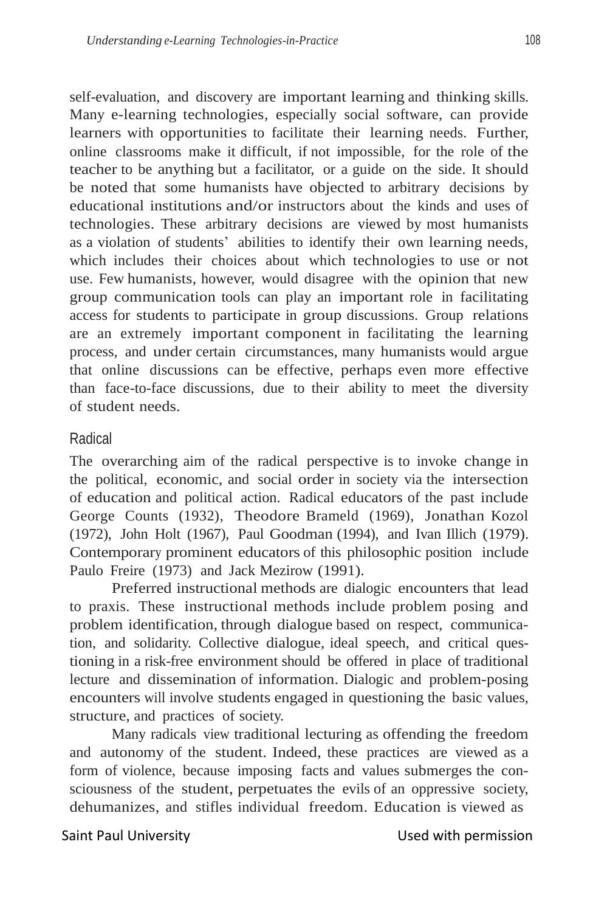self-evaluation, and discovery are important learning and thinking skills. Many e-learning technologies, especially social software, can provide learners with opportunities to facilitate their learning needs. Further, online classrooms make it difficult, if not impossible, for the role of the teacher to be anything but a facilitator, or a guide on the side. It should be noted that some humanists have objected to arbitrary decisions by educational institutions and/or instructors about the kinds and uses of technologies. These arbitrary decisions are viewed by most humanists as a violation of students' abilities to identify their own learning needs, which includes their choices about which technologies to use or not use. Few humanists, however, would disagree with the opinion that new group communication tools can play an important role in facilitating access for students to participate in group discussions. Group relations are an extremely important component in facilitating the learning process, and under certain circumstances, many humanists would argue that online discussions can be effective, perhaps even more effective than face-to-face discussions, due to their ability to meet the diversity of student needs.

### Radical

The overarching aim of the radical perspective is to invoke change in the political, economic, and social order in society via the intersection of education and political action. Radical educators of the past include George Counts (1932), Theodore Brameld (1969), Jonathan Kozol (1972), John Holt (1967), Paul Goodman (1994), and Ivan Illich (1979). Contemporary prominent educators of this philosophic position include Paulo Freire (1973) and Jack Mezirow (1991).

Preferred instructional methods are dialogic encounters that lead to praxis. These instructional methods include problem posing and problem identification, through dialogue based on respect, communication, and solidarity. Collective dialogue, ideal speech, and critical questioning in a risk-free environment should be offered in place of traditional lecture and dissemination of information. Dialogic and problem-posing encounters will involve students engaged in questioning the basic values, structure, and practices of society.

Many radicals view traditional lecturing as offending the freedom and autonomy of the student. Indeed, these practices are viewed as a form of violence, because imposing facts and values submerges the consciousness of the student, perpetuates the evils of an oppressive society, dehumanizes, and stifles individual freedom. Education is viewed as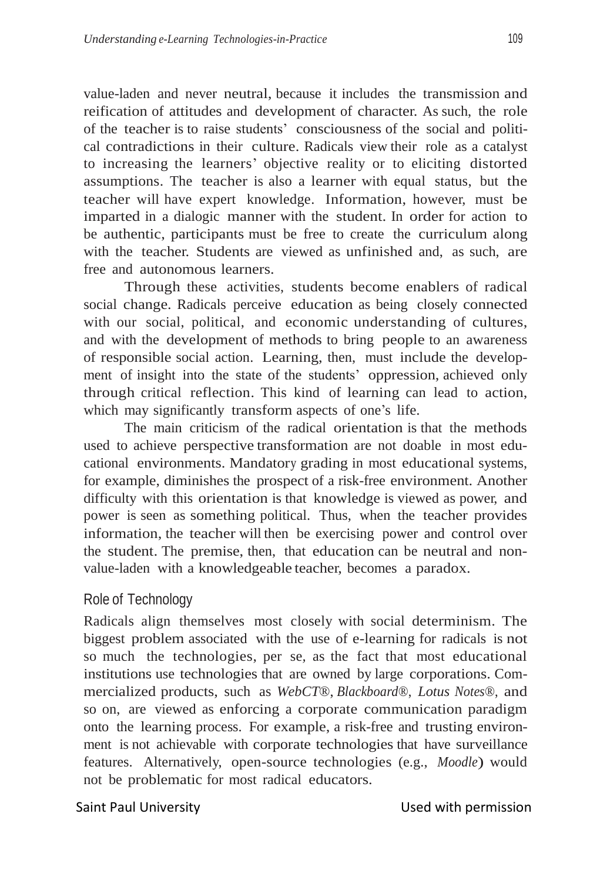value-laden and never neutral, because it includes the transmission and reification of attitudes and development of character. As such, the role of the teacher is to raise students' consciousness of the social and political contradictions in their culture. Radicals view their role as a catalyst to increasing the learners' objective reality or to eliciting distorted assumptions. The teacher is also a learner with equal status, but the teacher will have expert knowledge. Information, however, must be imparted in a dialogic manner with the student. In order for action to be authentic, participants must be free to create the curriculum along with the teacher. Students are viewed as unfinished and, as such, are free and autonomous learners.

Through these activities, students become enablers of radical social change. Radicals perceive education as being closely connected with our social, political, and economic understanding of cultures, and with the development of methods to bring people to an awareness of responsible social action. Learning, then, must include the development of insight into the state of the students' oppression, achieved only through critical reflection. This kind of learning can lead to action, which may significantly transform aspects of one's life.

The main criticism of the radical orientation is that the methods used to achieve perspective transformation are not doable in most educational environments. Mandatory grading in most educational systems, for example, diminishes the prospect of a risk-free environment. Another difficulty with this orientation is that knowledge is viewed as power, and power is seen as something political. Thus, when the teacher provides information, the teacher will then be exercising power and control over the student. The premise, then, that education can be neutral and non-value-laden with a knowledgeable teacher, becomes a paradox.

### Role of Technology

Radicals align themselves most closely with social determinism. The biggest problem associated with the use of e-learning for radicals is not so much the technologies, per se, as the fact that most educational institutions use technologies that are owned by large corporations. Commercialized products, such as *WebCT®*, *Blackboard®*, *Lotus Notes®*, and so on, are viewed as enforcing a corporate communication paradigm onto the learning process. For example, a risk-free and trusting environment is not achievable with corporate technologies that have surveillance features. Alternatively, open-source technologies (e.g., *Moodle*) would not be problematic for most radical educators.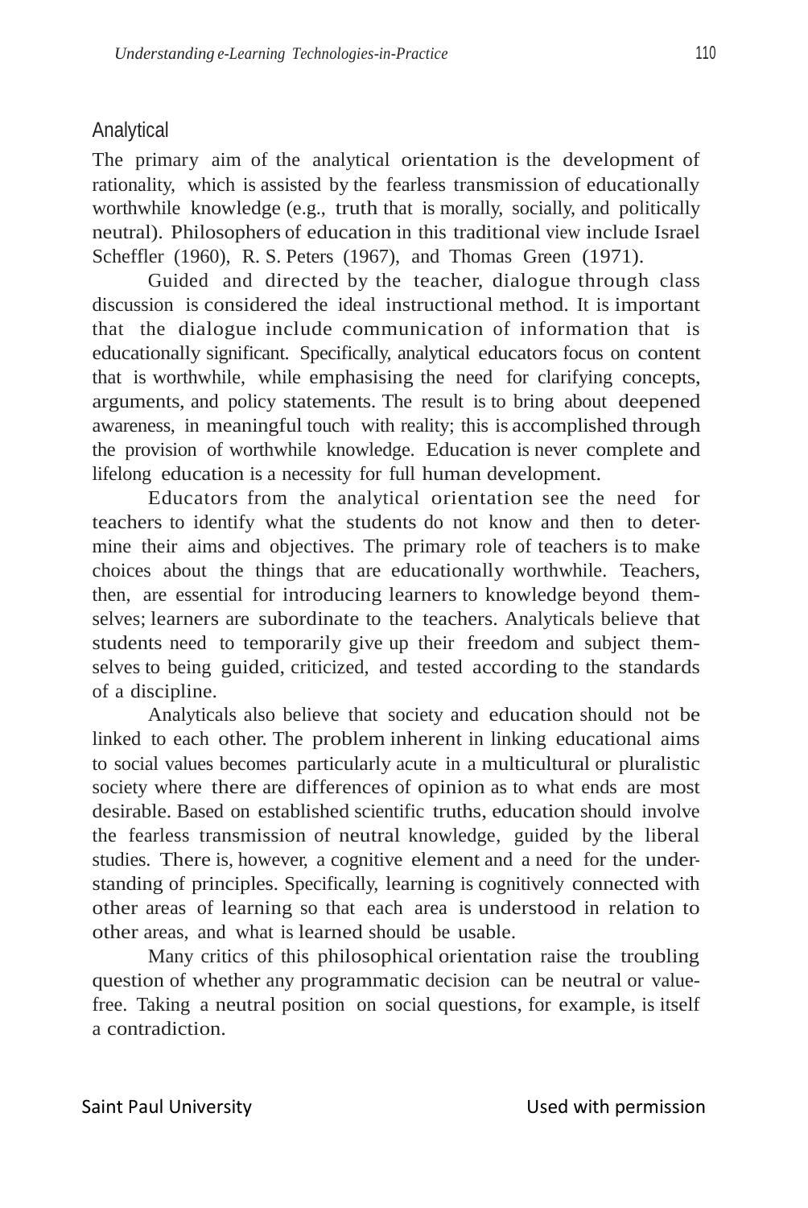## Analytical

The primary aim of the analytical orientation is the development of rationality, which is assisted by the fearless transmission of educationally worthwhile knowledge (e.g., truth that is morally, socially, and politically neutral). Philosophers of education in this traditional view include Israel Scheffler (1960), R. S. Peters (1967), and Thomas Green (1971).

Guided and directed by the teacher, dialogue through class discussion is considered the ideal instructional method. It is important that the dialogue include communication of information that is educationally significant. Specifically, analytical educators focus on content that is worthwhile, while emphasising the need for clarifying concepts, arguments, and policy statements. The result is to bring about deepened awareness, in meaningful touch with reality; this is accomplished through the provision of worthwhile knowledge. Education is never complete and lifelong education is a necessity for full human development.

Educators from the analytical orientation see the need for teachers to identify what the students do not know and then to determine their aims and objectives. The primary role of teachers is to make choices about the things that are educationally worthwhile. Teachers, then, are essential for introducing learners to knowledge beyond themselves; learners are subordinate to the teachers. Analyticals believe that students need to temporarily give up their freedom and subject themselves to being guided, criticized, and tested according to the standards of a discipline.

Analyticals also believe that society and education should not be linked to each other. The problem inherent in linking educational aims to social values becomes particularly acute in a multicultural or pluralistic society where there are differences of opinion as to what ends are most desirable. Based on established scientific truths, education should involve the fearless transmission of neutral knowledge, guided by the liberal studies. There is, however, a cognitive element and a need for the understanding of principles. Specifically, learning is cognitively connected with other areas of learning so that each area is understood in relation to other areas, and what is learned should be usable.

Many critics of this philosophical orientation raise the troubling question of whether any programmatic decision can be neutral or value-free. Taking a neutral position on social questions, for example, is itself a contradiction.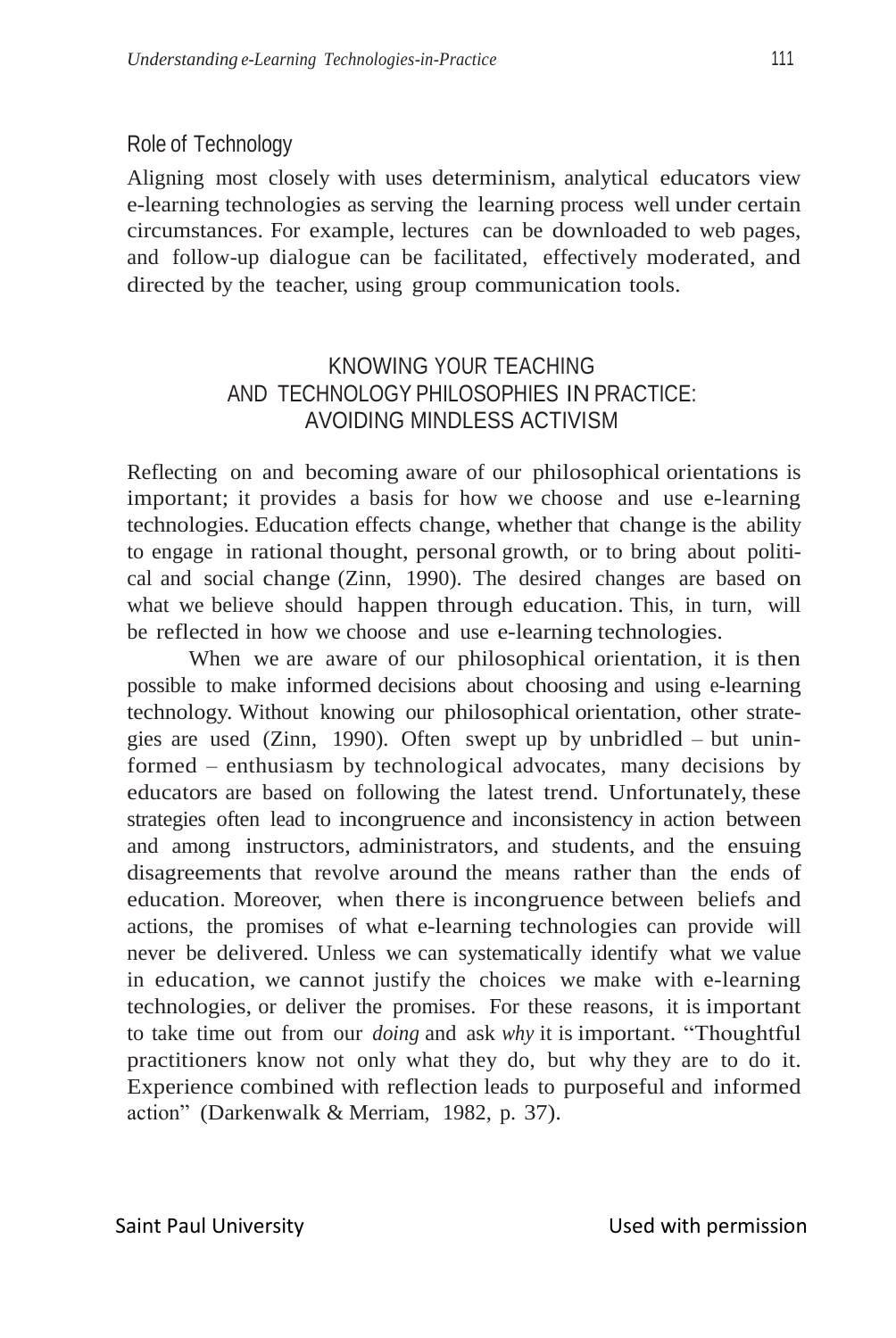### Role of Technology

Aligning most closely with uses determinism, analytical educators view e-learning technologies as serving the learning process well under certain circumstances. For example, lectures can be downloaded to web pages, and follow-up dialogue can be facilitated, effectively moderated, and directed by the teacher, using group communication tools.

## KNOWING YOUR TEACHING AND TECHNOLOGY PHILOSOPHIES IN PRACTICE: AVOIDING MINDLESS ACTIVISM

Reflecting on and becoming aware of our philosophical orientations is important; it provides a basis for how we choose and use e-learning technologies. Education effects change, whether that change is the ability to engage in rational thought, personal growth, or to bring about political and social change (Zinn, 1990). The desired changes are based on what we believe should happen through education. This, in turn, will be reflected in how we choose and use e-learning technologies.

When we are aware of our philosophical orientation, it is then possible to make informed decisions about choosing and using e-learning technology. Without knowing our philosophical orientation, other strategies are used (Zinn, 1990). Often swept up by unbridled – but uninformed – enthusiasm by technological advocates, many decisions by educators are based on following the latest trend. Unfortunately, these strategies often lead to incongruence and inconsistency in action between and among instructors, administrators, and students, and the ensuing disagreements that revolve around the means rather than the ends of education. Moreover, when there is incongruence between beliefs and actions, the promises of what e-learning technologies can provide will never be delivered. Unless we can systematically identify what we value in education, we cannot justify the choices we make with e-learning technologies, or deliver the promises. For these reasons, it is important to take time out from our *doing* and ask *why* it is important. "Thoughtful practitioners know not only what they do, but why they are to do it. Experience combined with reflection leads to purposeful and informed action" (Darkenwalk & Merriam, 1982, p. 37).

Saint Paul University Used with permission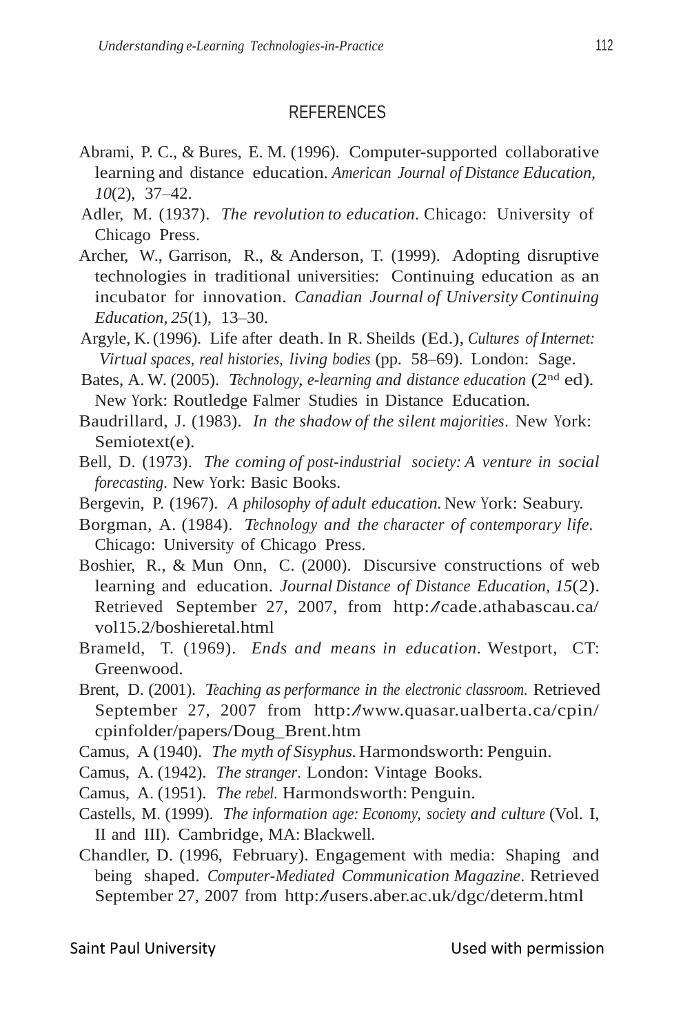## REFERENCES

Abrami, P. C., & Bures, E. M. (1996). Computer-supported collaborative learning and distance education. *American Journal of Distance Education, 10*(2), 37–42.

Adler, M. (1937). *The revolution to education*. Chicago: University of Chicago Press.

Archer, W., Garrison, R., & Anderson, T. (1999). Adopting disruptive technologies in traditional universities: Continuing education as an incubator for innovation. *Canadian Journal of University Continuing Education, 25*(1), 13–30.

Argyle, K. (1996). Life after death. In R. Sheilds (Ed.), *Cultures of Internet: Virtual spaces, real histories, living bodies* (pp. 58–69). London: Sage.

Bates, A. W. (2005). *Technology, e-learning and distance education* (2nd ed). New York: Routledge Falmer Studies in Distance Education.

Baudrillard, J. (1983). *In the shadow of the silent majorities*. New York: Semiotext(e).

Bell, D. (1973). *The coming of post-industrial society: A venture in social forecasting*. New York: Basic Books.

Bergevin, P. (1967). *A philosophy of adult education.* New York: Seabury.

Borgman, A. (1984). *Technology and the character of contemporary life.* Chicago: University of Chicago Press.

Boshier, R., & Mun Onn, C. (2000). Discursive constructions of web learning and education. *Journal Distance of Distance Education, 15*(2). Retrieved September 27, 2007, from http://cade.athabascau.ca/vol15.2/boshieretal.html

Brameld, T. (1969). *Ends and means in education*. Westport, CT: Greenwood.

Brent, D. (2001). *Teaching as performance in the electronic classroom.* Retrieved September 27, 2007 from http://www.quasar.ualberta.ca/cpin/cpinfolder/papers/Doug_Brent.htm

Camus, A (1940). *The myth of Sisyphus.* Harmondsworth: Penguin.

Camus, A. (1942). *The stranger*. London: Vintage Books.

Camus, A. (1951). *The rebel.* Harmondsworth: Penguin.

Castells, M. (1999). *The information age: Economy, society and culture* (Vol. I, II and III). Cambridge, MA: Blackwell.

Chandler, D. (1996, February). Engagement with media: Shaping and being shaped. *Computer-Mediated Communication Magazine*. Retrieved September 27, 2007 from http://users.aber.ac.uk/dgc/determ.html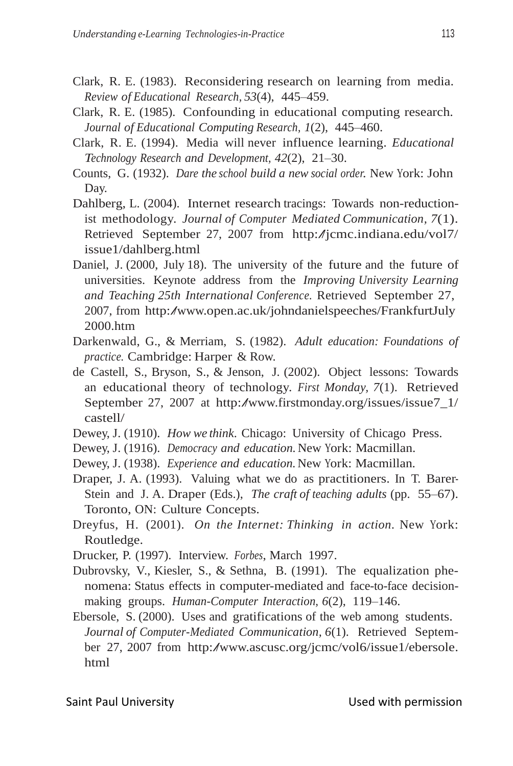Clark, R. E. (1983). Reconsidering research on learning from media. *Review of Educational Research, 53*(4), 445–459.

Clark, R. E. (1985). Confounding in educational computing research. *Journal of Educational Computing Research, 1*(2), 445–460.

Clark, R. E. (1994). Media will never influence learning. *Educational Technology Research and Development, 42*(2), 21–30.

Counts, G. (1932). *Dare the school build a new social order.* New York: John Day.

Dahlberg, L. (2004). Internet research tracings: Towards non-reductionist methodology. *Journal of Computer Mediated Communication, 7*(1). Retrieved September 27, 2007 from http://jcmc.indiana.edu/vol7/issue1/dahlberg.html

Daniel, J. (2000, July 18). The university of the future and the future of universities. Keynote address from the *Improving University Learning and Teaching 25th International Conference.* Retrieved September 27, 2007, from http://www.open.ac.uk/johndanielspeeches/FrankfurtJuly2000.htm

Darkenwald, G., & Merriam, S. (1982). *Adult education: Foundations of practice.* Cambridge: Harper & Row.

de Castell, S., Bryson, S., & Jenson, J. (2002). Object lessons: Towards an educational theory of technology. *First Monday, 7*(1). Retrieved September 27, 2007 at http://www.firstmonday.org/issues/issue7_1/castell/

Dewey, J. (1910). *How we think*. Chicago: University of Chicago Press.

Dewey, J. (1916). *Democracy and education.* New York: Macmillan.

Dewey, J. (1938). *Experience and education.* New York: Macmillan.

Draper, J. A. (1993). Valuing what we do as practitioners. In T. Barer-Stein and J. A. Draper (Eds.), *The craft of teaching adults* (pp. 55–67). Toronto, ON: Culture Concepts.

Dreyfus, H. (2001). *On the Internet: Thinking in action*. New York: Routledge.

Drucker, P. (1997). Interview. *Forbes*, March 1997.

Dubrovsky, V., Kiesler, S., & Sethna, B. (1991). The equalization phenomena: Status effects in computer-mediated and face-to-face decision-making groups. *Human-Computer Interaction, 6*(2), 119–146.

Ebersole, S. (2000). Uses and gratifications of the web among students. *Journal of Computer-Mediated Communication, 6*(1). Retrieved September 27, 2007 from http://www.ascusc.org/jcmc/vol6/issue1/ebersole.html

Saint Paul University Used with permission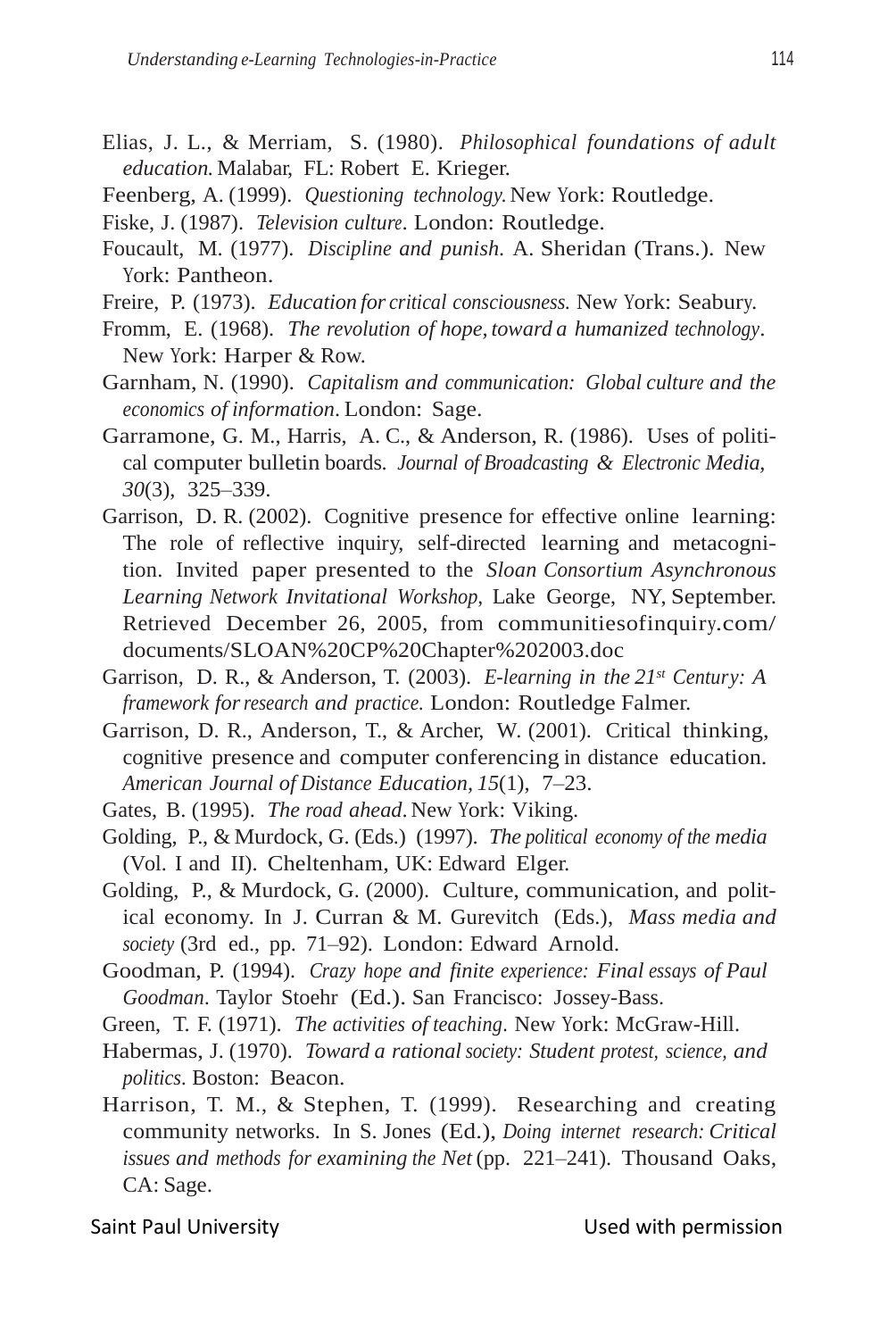Elias, J. L., & Merriam, S. (1980). *Philosophical foundations of adult education.* Malabar, FL: Robert E. Krieger.

Feenberg, A. (1999). *Questioning technology.* New York: Routledge.

Fiske, J. (1987). *Television culture*. London: Routledge.

Foucault, M. (1977). *Discipline and punish*. A. Sheridan (Trans.). New York: Pantheon.

Freire, P. (1973). *Education for critical consciousness.* New York: Seabury.

Fromm, E. (1968). *The revolution of hope, toward a humanized technology*. New York: Harper & Row.

Garnham, N. (1990). *Capitalism and communication: Global culture and the economics of information*. London: Sage.

Garramone, G. M., Harris, A. C., & Anderson, R. (1986). Uses of political computer bulletin boards. *Journal of Broadcasting & Electronic Media, 30*(3), 325–339.

Garrison, D. R. (2002). Cognitive presence for effective online learning: The role of reflective inquiry, self-directed learning and metacognition. Invited paper presented to the *Sloan Consortium Asynchronous Learning Network Invitational Workshop*, Lake George, NY, September. Retrieved December 26, 2005, from communitiesofinquiry.com/documents/SLOAN%20CP%20Chapter%202003.doc

Garrison, D. R., & Anderson, T. (2003). *E-learning in the 21st Century: A framework for research and practice.* London: Routledge Falmer.

Garrison, D. R., Anderson, T., & Archer, W. (2001). Critical thinking, cognitive presence and computer conferencing in distance education. *American Journal of Distance Education, 15*(1), 7–23.

Gates, B. (1995). *The road ahead*. New York: Viking.

Golding, P., & Murdock, G. (Eds.) (1997). *The political economy of the media* (Vol. I and II). Cheltenham, UK: Edward Elger.

Golding, P., & Murdock, G. (2000). Culture, communication, and political economy. In J. Curran & M. Gurevitch (Eds.), *Mass media and society* (3rd ed., pp. 71–92). London: Edward Arnold.

Goodman, P. (1994). *Crazy hope and finite experience: Final essays of Paul Goodman*. Taylor Stoehr (Ed.). San Francisco: Jossey-Bass.

Green, T. F. (1971). *The activities of teaching*. New York: McGraw-Hill.

Habermas, J. (1970). *Toward a rational society: Student protest, science, and politics*. Boston: Beacon.

Harrison, T. M., & Stephen, T. (1999). Researching and creating community networks. In S. Jones (Ed.), *Doing internet research: Critical issues and methods for examining the Net* (pp. 221–241). Thousand Oaks, CA: Sage.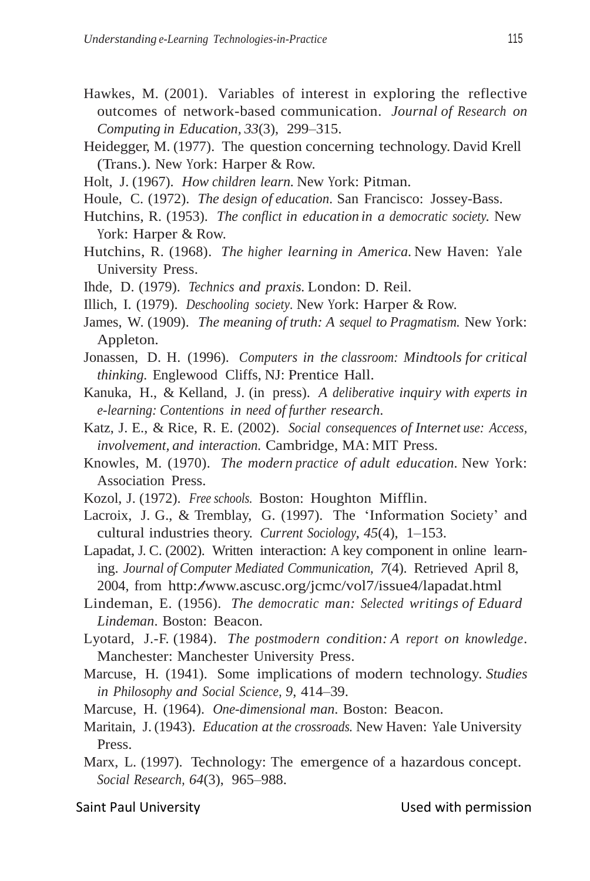Hawkes, M. (2001). Variables of interest in exploring the reflective outcomes of network-based communication. *Journal of Research on Computing in Education, 33*(3), 299–315.

Heidegger, M. (1977). The question concerning technology. David Krell (Trans.). New York: Harper & Row.

Holt, J. (1967). *How children learn.* New York: Pitman.

Houle, C. (1972). *The design of education.* San Francisco: Jossey-Bass.

Hutchins, R. (1953). *The conflict in education in a democratic society.* New York: Harper & Row.

Hutchins, R. (1968). *The higher learning in America.* New Haven: Yale University Press.

Ihde, D. (1979). *Technics and praxis.* London: D. Reil.

Illich, I. (1979). *Deschooling society.* New York: Harper & Row.

James, W. (1909). *The meaning of truth: A sequel to Pragmatism.* New York: Appleton.

Jonassen, D. H. (1996). *Computers in the classroom: Mindtools for critical thinking.* Englewood Cliffs, NJ: Prentice Hall.

Kanuka, H., & Kelland, J. (in press). *A deliberative inquiry with experts in e-learning: Contentions in need of further research.*

Katz, J. E., & Rice, R. E. (2002). *Social consequences of Internet use: Access, involvement, and interaction.* Cambridge, MA: MIT Press.

Knowles, M. (1970). *The modern practice of adult education.* New York: Association Press.

Kozol, J. (1972). *Free schools.* Boston: Houghton Mifflin.

Lacroix, J. G., & Tremblay, G. (1997). The 'Information Society' and cultural industries theory. *Current Sociology, 45*(4), 1–153.

Lapadat, J. C. (2002). Written interaction: A key component in online learning. *Journal of Computer Mediated Communication, 7*(4). Retrieved April 8, 2004, from http://www.ascusc.org/jcmc/vol7/issue4/lapadat.html

Lindeman, E. (1956). *The democratic man: Selected writings of Eduard Lindeman.* Boston: Beacon.

Lyotard, J.-F. (1984). *The postmodern condition: A report on knowledge.* Manchester: Manchester University Press.

Marcuse, H. (1941). Some implications of modern technology. *Studies in Philosophy and Social Science, 9*, 414–39.

Marcuse, H. (1964). *One-dimensional man.* Boston: Beacon.

Maritain, J. (1943). *Education at the crossroads.* New Haven: Yale University Press.

Marx, L. (1997). Technology: The emergence of a hazardous concept. *Social Research, 64*(3), 965–988.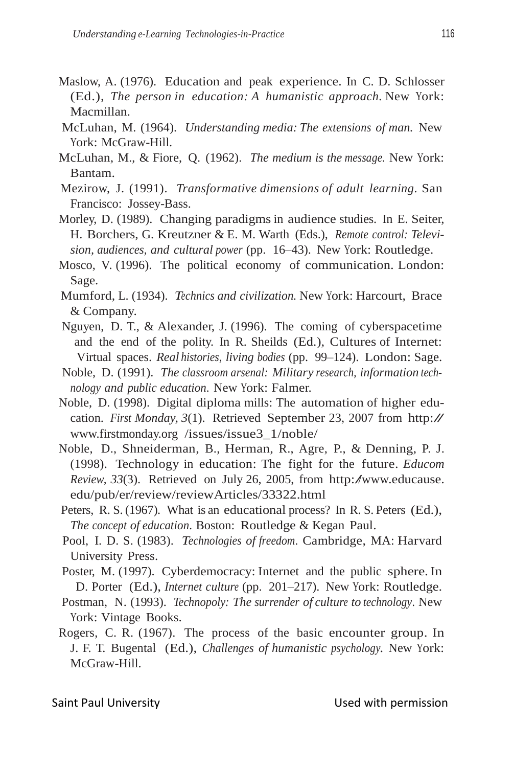Maslow, A. (1976). Education and peak experience. In C. D. Schlosser (Ed.), *The person in education: A humanistic approach*. New York: Macmillan.

McLuhan, M. (1964). *Understanding media: The extensions of man.* New York: McGraw-Hill.

McLuhan, M., & Fiore, Q. (1962). *The medium is the message.* New York: Bantam.

Mezirow, J. (1991). *Transformative dimensions of adult learning*. San Francisco: Jossey-Bass.

Morley, D. (1989). Changing paradigms in audience studies. In E. Seiter, H. Borchers, G. Kreutzner & E. M. Warth (Eds.), *Remote control: Television, audiences, and cultural power* (pp. 16–43). New York: Routledge.

Mosco, V. (1996). The political economy of communication. London: Sage.

Mumford, L. (1934). *Technics and civilization.* New York: Harcourt, Brace & Company.

Nguyen, D. T., & Alexander, J. (1996). The coming of cyberspacetime and the end of the polity. In R. Sheilds (Ed.), Cultures of Internet: Virtual spaces. *Real histories, living bodies* (pp. 99–124). London: Sage.

Noble, D. (1991). *The classroom arsenal: Military research, information technology and public education.* New York: Falmer.

Noble, D. (1998). Digital diploma mills: The automation of higher education. *First Monday, 3*(1). Retrieved September 23, 2007 from http://www.firstmonday.org /issues/issue3_1/noble/

Noble, D., Shneiderman, B., Herman, R., Agre, P., & Denning, P. J. (1998). Technology in education: The fight for the future. *Educom Review, 33*(3). Retrieved on July 26, 2005, from http://www.educause.edu/pub/er/review/reviewArticles/33322.html

Peters, R. S. (1967). What is an educational process? In R. S. Peters (Ed.), *The concept of education*. Boston: Routledge & Kegan Paul.

Pool, I. D. S. (1983). *Technologies of freedom*. Cambridge, MA: Harvard University Press.

Poster, M. (1997). Cyberdemocracy: Internet and the public sphere. In D. Porter (Ed.), *Internet culture* (pp. 201–217). New York: Routledge.

Postman, N. (1993). *Technopoly: The surrender of culture to technology*. New York: Vintage Books.

Rogers, C. R. (1967). The process of the basic encounter group. In J. F. T. Bugental (Ed.), *Challenges of humanistic psychology.* New York: McGraw-Hill.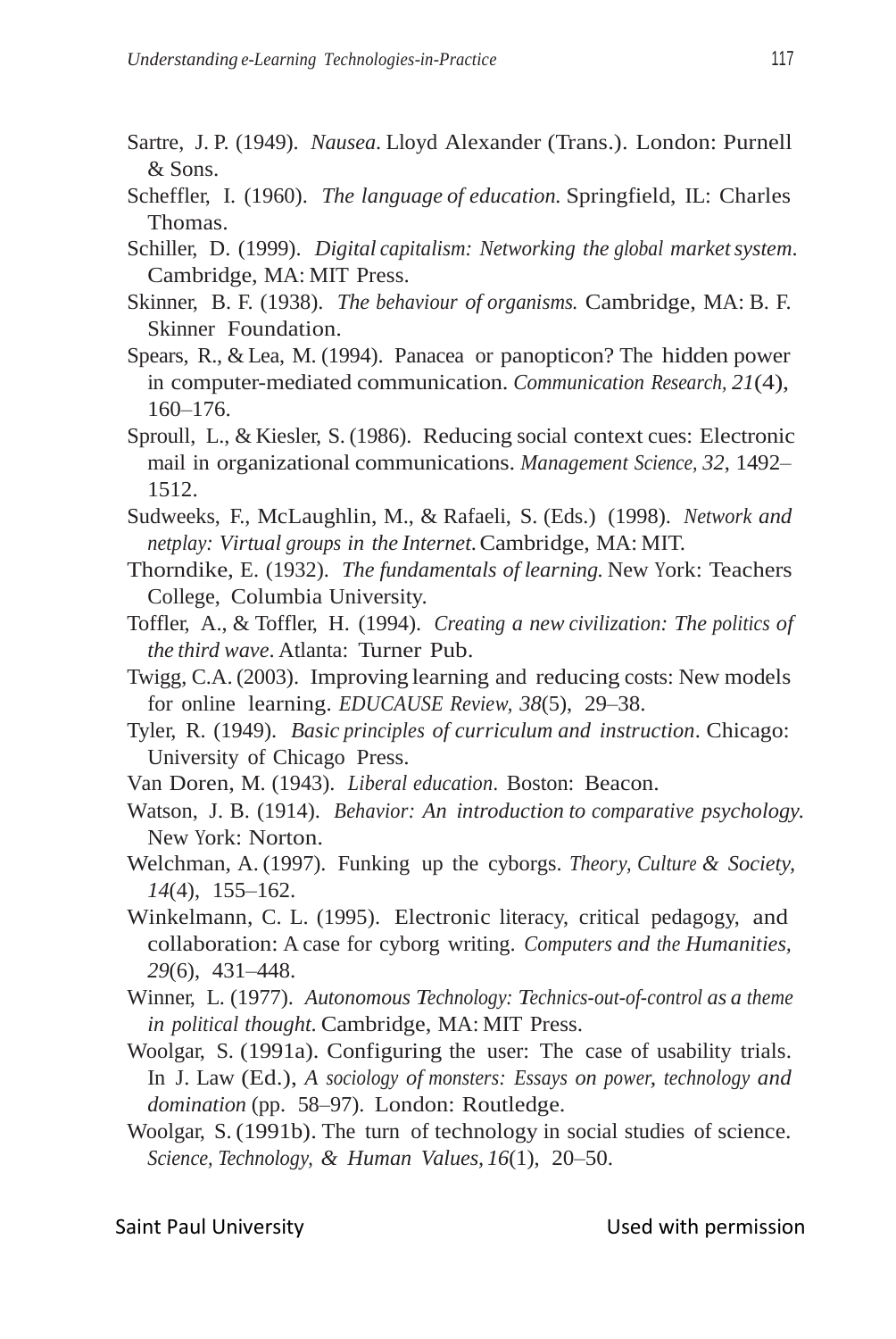Sartre, J. P. (1949). *Nausea.* Lloyd Alexander (Trans.). London: Purnell & Sons.

Scheffler, I. (1960). *The language of education.* Springfield, IL: Charles Thomas.

Schiller, D. (1999). *Digital capitalism: Networking the global market system.* Cambridge, MA: MIT Press.

Skinner, B. F. (1938). *The behaviour of organisms.* Cambridge, MA: B. F. Skinner Foundation.

Spears, R., & Lea, M. (1994). Panacea or panopticon? The hidden power in computer-mediated communication. *Communication Research, 21*(4), 160–176.

Sproull, L., & Kiesler, S. (1986). Reducing social context cues: Electronic mail in organizational communications. *Management Science, 32*, 1492–1512.

Sudweeks, F., McLaughlin, M., & Rafaeli, S. (Eds.) (1998). *Network and netplay: Virtual groups in the Internet.* Cambridge, MA: MIT.

Thorndike, E. (1932). *The fundamentals of learning.* New York: Teachers College, Columbia University.

Toffler, A., & Toffler, H. (1994). *Creating a new civilization: The politics of the third wave.* Atlanta: Turner Pub.

Twigg, C.A. (2003). Improving learning and reducing costs: New models for online learning. *EDUCAUSE Review, 38*(5), 29–38.

Tyler, R. (1949). *Basic principles of curriculum and instruction.* Chicago: University of Chicago Press.

Van Doren, M. (1943). *Liberal education.* Boston: Beacon.

Watson, J. B. (1914). *Behavior: An introduction to comparative psychology.* New York: Norton.

Welchman, A. (1997). Funking up the cyborgs. *Theory, Culture & Society, 14*(4), 155–162.

Winkelmann, C. L. (1995). Electronic literacy, critical pedagogy, and collaboration: A case for cyborg writing. *Computers and the Humanities, 29*(6), 431–448.

Winner, L. (1977). *Autonomous Technology: Technics-out-of-control as a theme in political thought.* Cambridge, MA: MIT Press.

Woolgar, S. (1991a). Configuring the user: The case of usability trials. In J. Law (Ed.), *A sociology of monsters: Essays on power, technology and domination* (pp. 58–97). London: Routledge.

Woolgar, S. (1991b). The turn of technology in social studies of science. *Science, Technology, & Human Values, 16*(1), 20–50.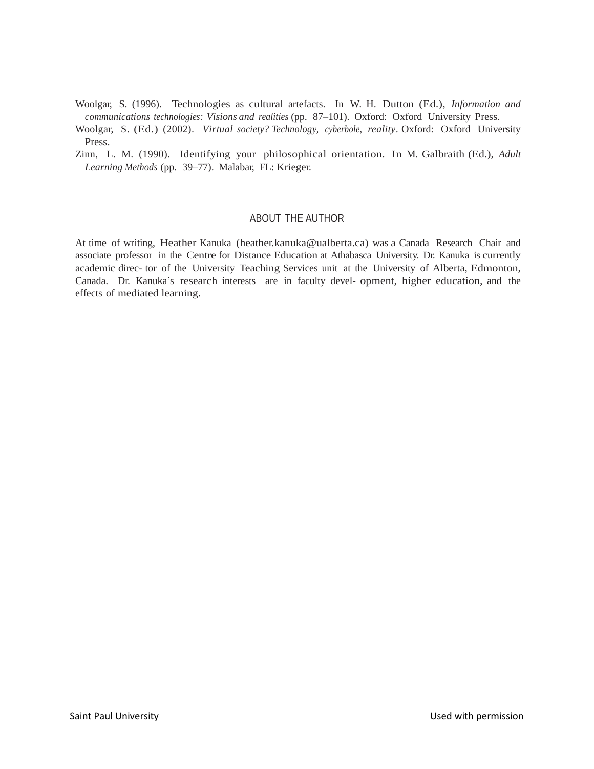Woolgar, S. (1996). Technologies as cultural artefacts. In W. H. Dutton (Ed.), *Information and communications technologies: Visions and realities* (pp. 87–101). Oxford: Oxford University Press.

Woolgar, S. (Ed.) (2002). *Virtual society? Technology, cyberbole, reality*. Oxford: Oxford University Press.

Zinn, L. M. (1990). Identifying your philosophical orientation. In M. Galbraith (Ed.), *Adult Learning Methods* (pp. 39–77). Malabar, FL: Krieger.

## ABOUT THE AUTHOR

At time of writing, Heather Kanuka (heather.kanuka@ualberta.ca) was a Canada Research Chair and associate professor in the Centre for Distance Education at Athabasca University. Dr. Kanuka is currently academic direc- tor of the University Teaching Services unit at the University of Alberta, Edmonton, Canada. Dr. Kanuka's research interests are in faculty devel- opment, higher education, and the effects of mediated learning.